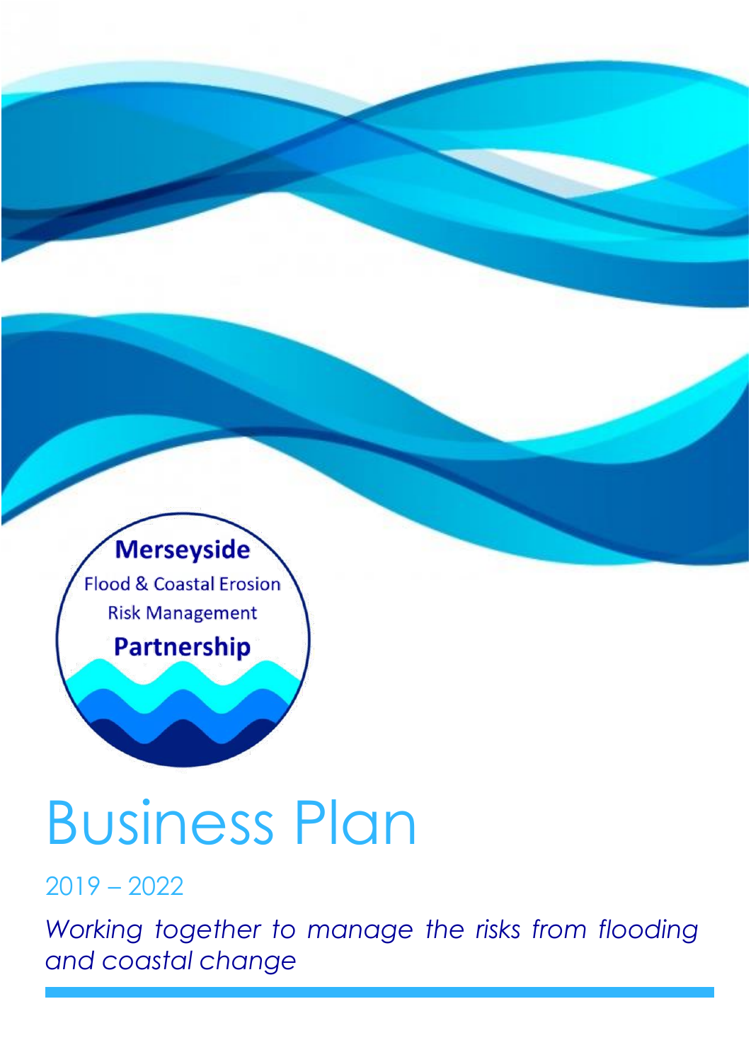Merseyside

Flood & Coastal Erosion

Risk Management

Partnership

# Business Plan

## 2019 – 2022

*Working together to manage the risks from flooding and coastal change*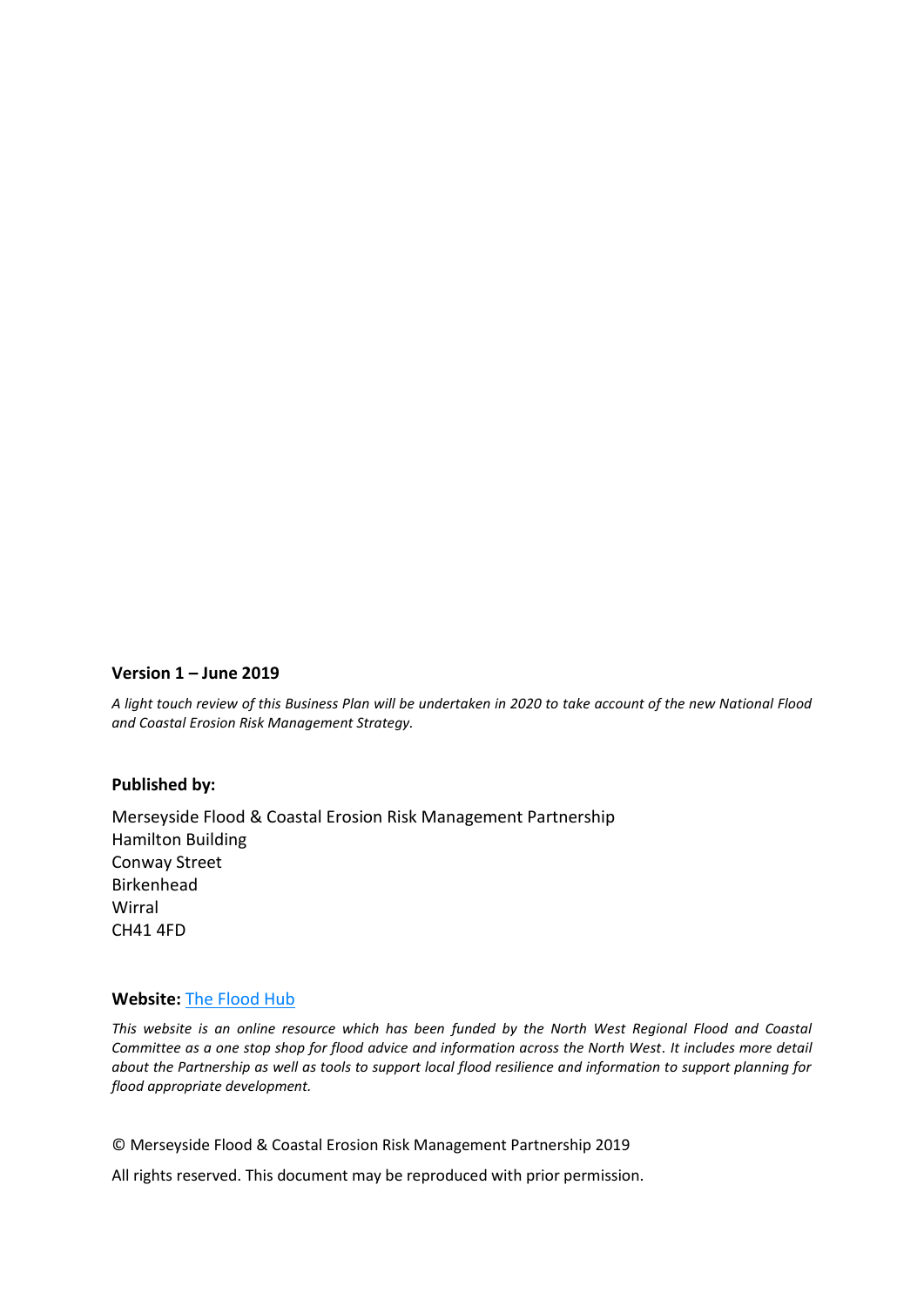**Version 1 – June 2019**

*A light touch review of this Business Plan will be undertaken in 2020 to take account of the new National Flood and Coastal Erosion Risk Management Strategy.*

**Published by:**

Merseyside Flood & Coastal Erosion Risk Management Partnership
Hamilton Building
Conway Street
Birkenhead
Wirral
CH41 4FD

**Website:** The Flood Hub

*This website is an online resource which has been funded by the North West Regional Flood and Coastal Committee as a one stop shop for flood advice and information across the North West. It includes more detail about the Partnership as well as tools to support local flood resilience and information to support planning for flood appropriate development.*

© Merseyside Flood & Coastal Erosion Risk Management Partnership 2019

All rights reserved. This document may be reproduced with prior permission.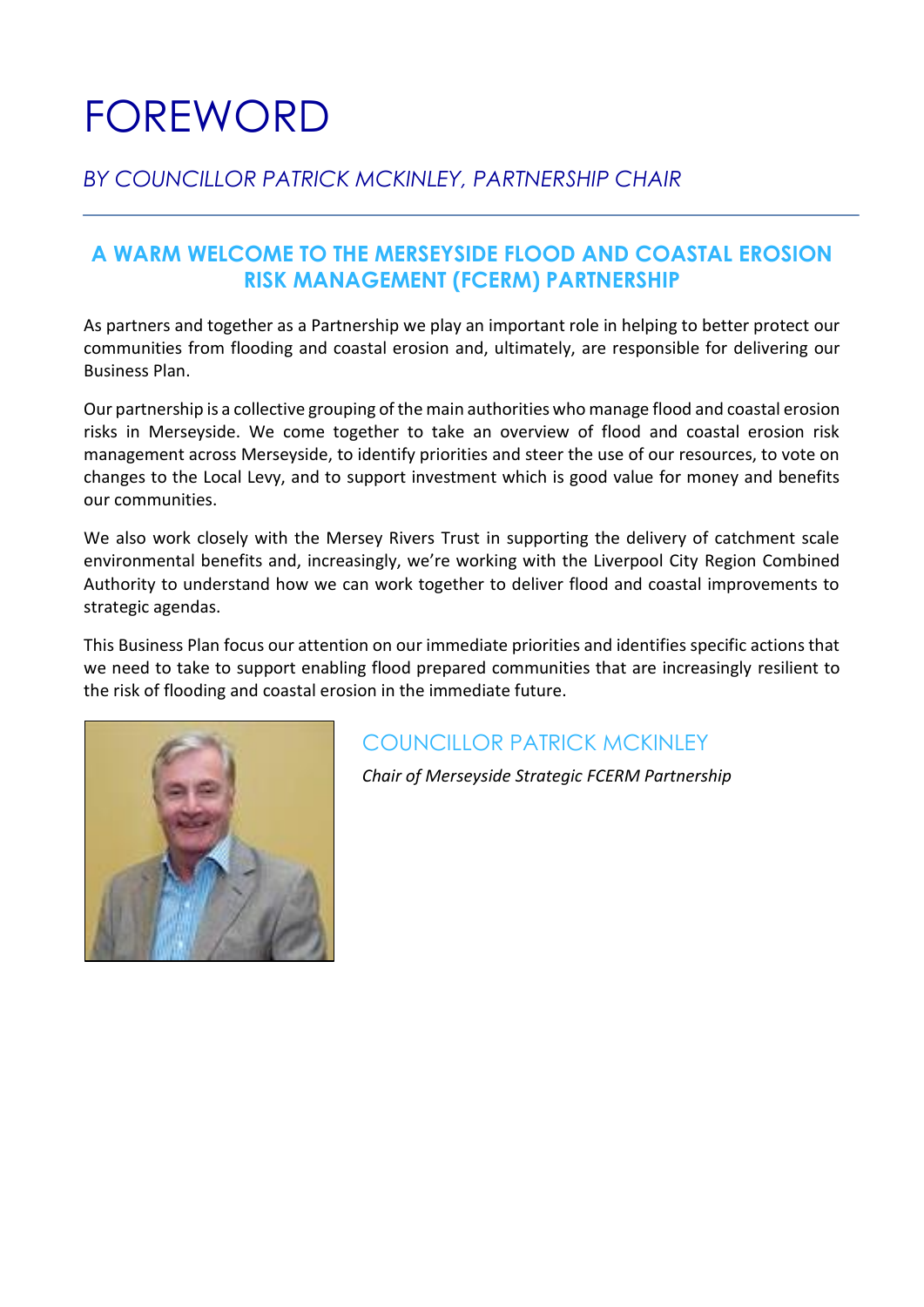# FOREWORD

*BY COUNCILLOR PATRICK MCKINLEY, PARTNERSHIP CHAIR*

---

## A WARM WELCOME TO THE MERSEYSIDE FLOOD AND COASTAL EROSION RISK MANAGEMENT (FCERM) PARTNERSHIP

As partners and together as a Partnership we play an important role in helping to better protect our communities from flooding and coastal erosion and, ultimately, are responsible for delivering our Business Plan.

Our partnership is a collective grouping of the main authorities who manage flood and coastal erosion risks in Merseyside. We come together to take an overview of flood and coastal erosion risk management across Merseyside, to identify priorities and steer the use of our resources, to vote on changes to the Local Levy, and to support investment which is good value for money and benefits our communities.

We also work closely with the Mersey Rivers Trust in supporting the delivery of catchment scale environmental benefits and, increasingly, we're working with the Liverpool City Region Combined Authority to understand how we can work together to deliver flood and coastal improvements to strategic agendas.

This Business Plan focus our attention on our immediate priorities and identifies specific actions that we need to take to support enabling flood prepared communities that are increasingly resilient to the risk of flooding and coastal erosion in the immediate future.

### COUNCILLOR PATRICK MCKINLEY

*Chair of Merseyside Strategic FCERM Partnership*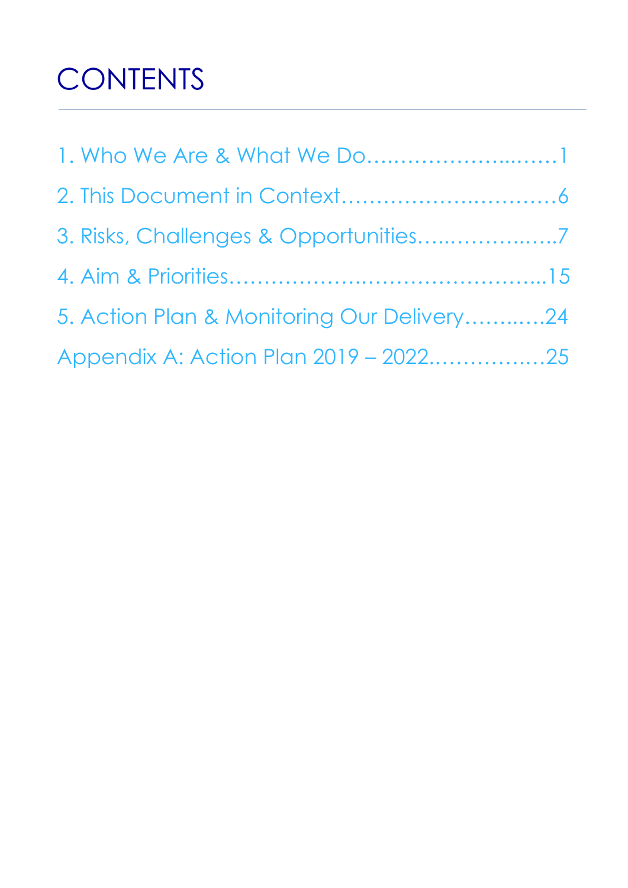# CONTENTS

1. Who We Are & What We Do…..…………….....……1
2. This Document in Context…………….…..………6
3. Risks, Challenges & Opportunities…...…………..…..7
4. Aim & Priorities……………………….……………...15
5. Action Plan & Monitoring Our Delivery……..….24

Appendix A: Action Plan 2019 – 2022.……………..25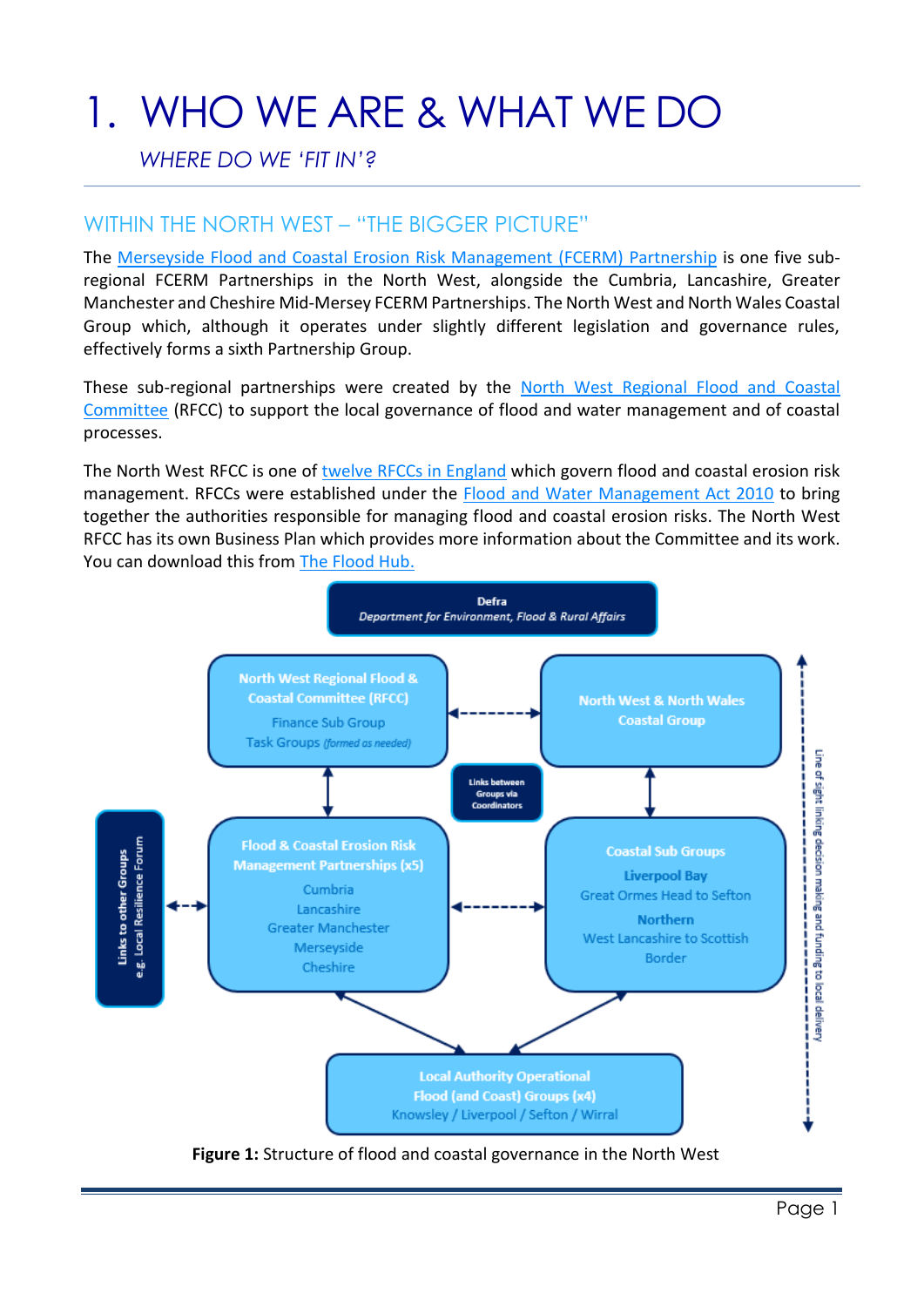# 1. WHO WE ARE & WHAT WE DO

*WHERE DO WE 'FIT IN'?*

## WITHIN THE NORTH WEST – "THE BIGGER PICTURE"

The Merseyside Flood and Coastal Erosion Risk Management (FCERM) Partnership is one five sub-regional FCERM Partnerships in the North West, alongside the Cumbria, Lancashire, Greater Manchester and Cheshire Mid-Mersey FCERM Partnerships. The North West and North Wales Coastal Group which, although it operates under slightly different legislation and governance rules, effectively forms a sixth Partnership Group.

These sub-regional partnerships were created by the North West Regional Flood and Coastal Committee (RFCC) to support the local governance of flood and water management and of coastal processes.

The North West RFCC is one of twelve RFCCs in England which govern flood and coastal erosion risk management. RFCCs were established under the Flood and Water Management Act 2010 to bring together the authorities responsible for managing flood and coastal erosion risks. The North West RFCC has its own Business Plan which provides more information about the Committee and its work. You can download this from The Flood Hub.

**Defra**
*Department for Environment, Flood & Rural Affairs*

**North West Regional Flood & Coastal Committee (RFCC)**
Finance Sub Group
Task Groups *(formed as needed)*

**North West & North Wales Coastal Group**

Links between Groups via Coordinators

**Links to other Groups e.g. Local Resilience Forum**

**Flood & Coastal Erosion Risk Management Partnerships (x5)**
Cumbria
Lancashire
Greater Manchester
Merseyside
Cheshire

**Coastal Sub Groups**
**Liverpool Bay**
Great Ormes Head to Sefton
**Northern**
West Lancashire to Scottish Border

**Local Authority Operational Flood (and Coast) Groups (x4)**
Knowsley / Liverpool / Sefton / Wirral

Line of sight linking decision making and funding to local delivery

**Figure 1:** Structure of flood and coastal governance in the North West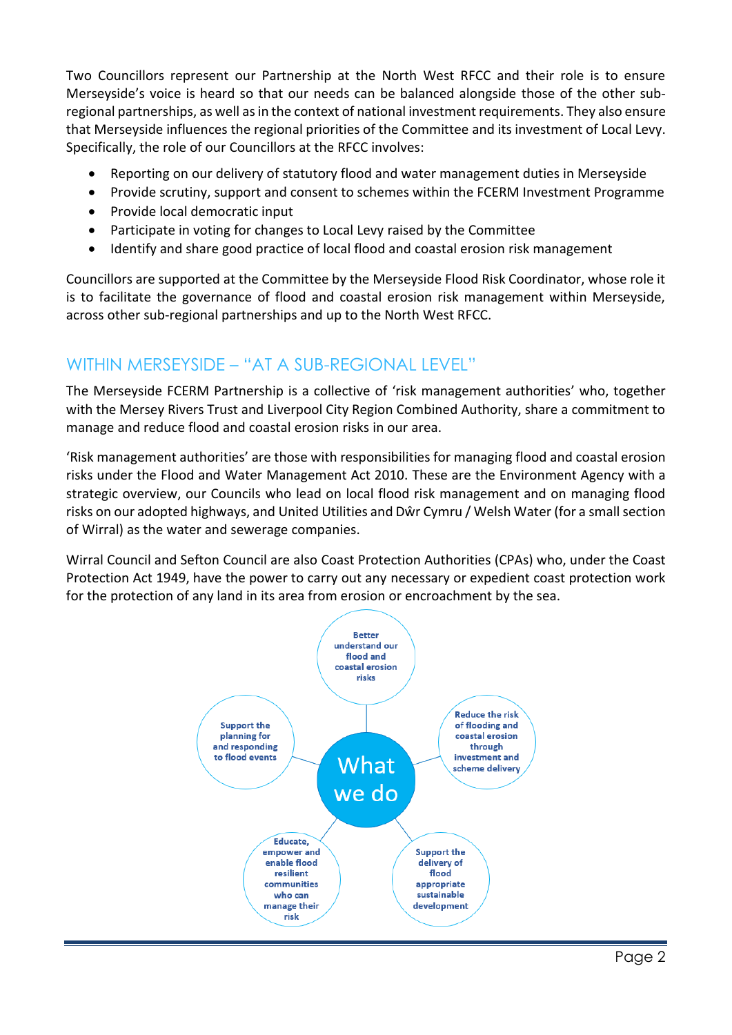Two Councillors represent our Partnership at the North West RFCC and their role is to ensure Merseyside's voice is heard so that our needs can be balanced alongside those of the other sub-regional partnerships, as well as in the context of national investment requirements. They also ensure that Merseyside influences the regional priorities of the Committee and its investment of Local Levy. Specifically, the role of our Councillors at the RFCC involves:

- Reporting on our delivery of statutory flood and water management duties in Merseyside
- Provide scrutiny, support and consent to schemes within the FCERM Investment Programme
- Provide local democratic input
- Participate in voting for changes to Local Levy raised by the Committee
- Identify and share good practice of local flood and coastal erosion risk management

Councillors are supported at the Committee by the Merseyside Flood Risk Coordinator, whose role it is to facilitate the governance of flood and coastal erosion risk management within Merseyside, across other sub-regional partnerships and up to the North West RFCC.

## WITHIN MERSEYSIDE – "AT A SUB-REGIONAL LEVEL"

The Merseyside FCERM Partnership is a collective of 'risk management authorities' who, together with the Mersey Rivers Trust and Liverpool City Region Combined Authority, share a commitment to manage and reduce flood and coastal erosion risks in our area.

'Risk management authorities' are those with responsibilities for managing flood and coastal erosion risks under the Flood and Water Management Act 2010. These are the Environment Agency with a strategic overview, our Councils who lead on local flood risk management and on managing flood risks on our adopted highways, and United Utilities and Dŵr Cymru / Welsh Water (for a small section of Wirral) as the water and sewerage companies.

Wirral Council and Sefton Council are also Coast Protection Authorities (CPAs) who, under the Coast Protection Act 1949, have the power to carry out any necessary or expedient coast protection work for the protection of any land in its area from erosion or encroachment by the sea.

**What we do**

- Better understand our flood and coastal erosion risks
- Reduce the risk of flooding and coastal erosion through investment and scheme delivery
- Support the delivery of flood appropriate sustainable development
- Educate, empower and enable flood resilient communities who can manage their risk
- Support the planning for and responding to flood events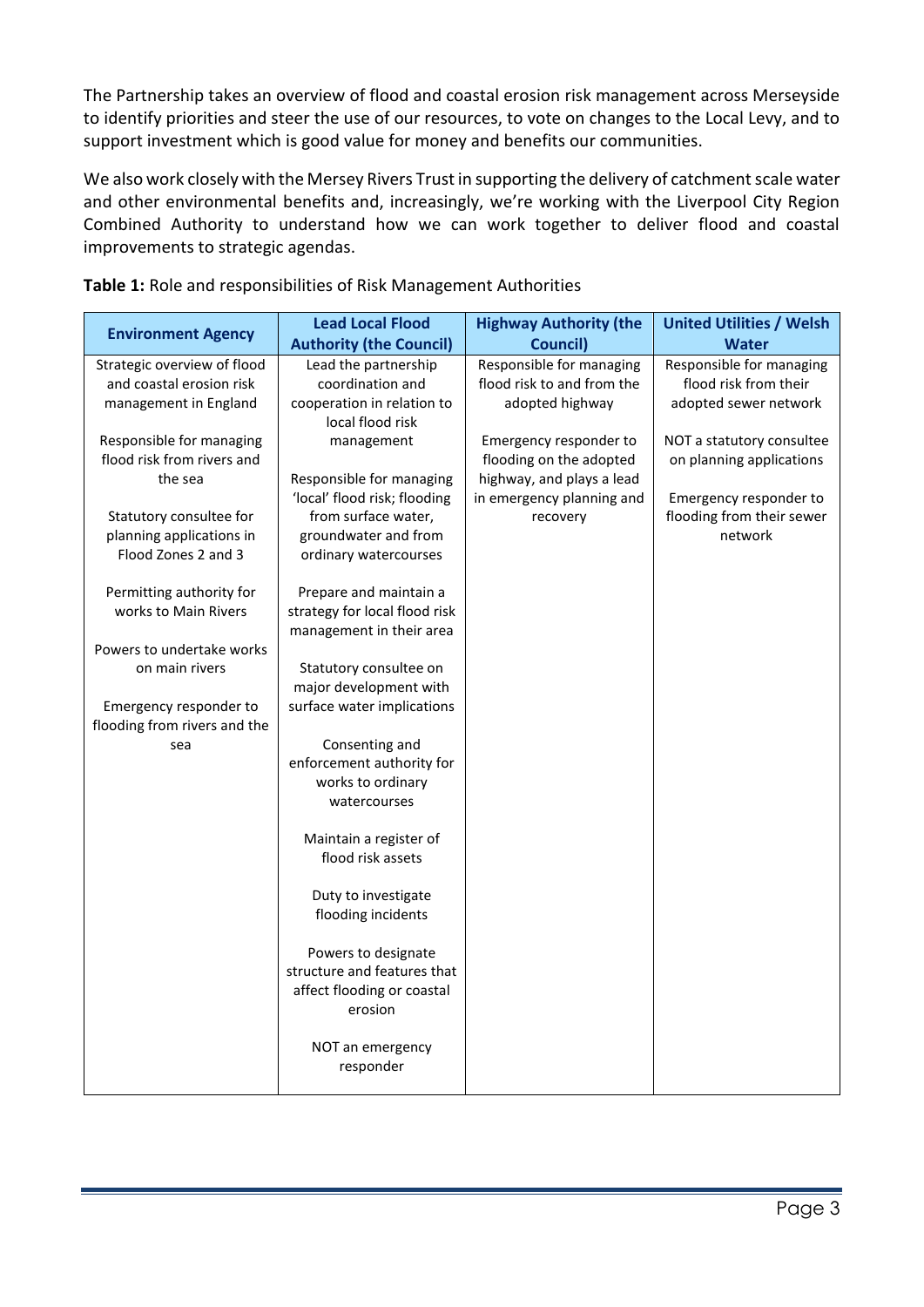The Partnership takes an overview of flood and coastal erosion risk management across Merseyside to identify priorities and steer the use of our resources, to vote on changes to the Local Levy, and to support investment which is good value for money and benefits our communities.

We also work closely with the Mersey Rivers Trust in supporting the delivery of catchment scale water and other environmental benefits and, increasingly, we're working with the Liverpool City Region Combined Authority to understand how we can work together to deliver flood and coastal improvements to strategic agendas.

**Table 1:** Role and responsibilities of Risk Management Authorities

| Environment Agency | Lead Local Flood Authority (the Council) | Highway Authority (the Council) | United Utilities / Welsh Water |
|---|---|---|---|
| Strategic overview of flood and coastal erosion risk management in England<br><br>Responsible for managing flood risk from rivers and the sea<br><br>Statutory consultee for planning applications in Flood Zones 2 and 3<br><br>Permitting authority for works to Main Rivers<br><br>Powers to undertake works on main rivers<br><br>Emergency responder to flooding from rivers and the sea | Lead the partnership coordination and cooperation in relation to local flood risk management<br><br>Responsible for managing 'local' flood risk; flooding from surface water, groundwater and from ordinary watercourses<br><br>Prepare and maintain a strategy for local flood risk management in their area<br><br>Statutory consultee on major development with surface water implications<br><br>Consenting and enforcement authority for works to ordinary watercourses<br><br>Maintain a register of flood risk assets<br><br>Duty to investigate flooding incidents<br><br>Powers to designate structure and features that affect flooding or coastal erosion<br><br>NOT an emergency responder | Responsible for managing flood risk to and from the adopted highway<br><br>Emergency responder to flooding on the adopted highway, and plays a lead in emergency planning and recovery | Responsible for managing flood risk from their adopted sewer network<br><br>NOT a statutory consultee on planning applications<br><br>Emergency responder to flooding from their sewer network |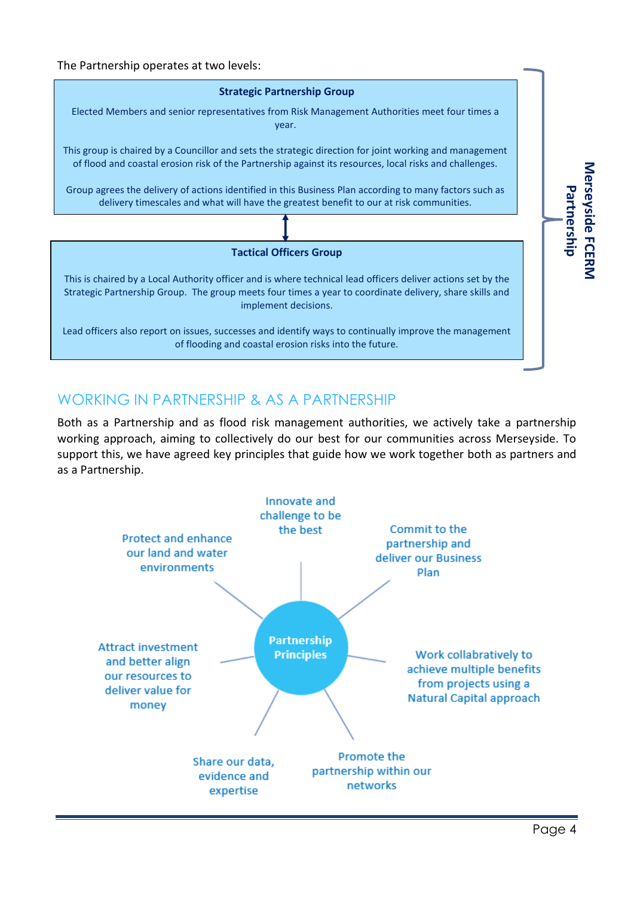The Partnership operates at two levels:

**Merseyside FCERM Partnership**

**Strategic Partnership Group**

Elected Members and senior representatives from Risk Management Authorities meet four times a year.

This group is chaired by a Councillor and sets the strategic direction for joint working and management of flood and coastal erosion risk of the Partnership against its resources, local risks and challenges.

Group agrees the delivery of actions identified in this Business Plan according to many factors such as delivery timescales and what will have the greatest benefit to our at risk communities.

**Tactical Officers Group**

This is chaired by a Local Authority officer and is where technical lead officers deliver actions set by the Strategic Partnership Group. The group meets four times a year to coordinate delivery, share skills and implement decisions.

Lead officers also report on issues, successes and identify ways to continually improve the management of flooding and coastal erosion risks into the future.

## WORKING IN PARTNERSHIP & AS A PARTNERSHIP

Both as a Partnership and as flood risk management authorities, we actively take a partnership working approach, aiming to collectively do our best for our communities across Merseyside. To support this, we have agreed key principles that guide how we work together both as partners and as a Partnership.

**Partnership Principles**

- Innovate and challenge to be the best
- Commit to the partnership and deliver our Business Plan
- Work collabratively to achieve multiple benefits from projects using a Natural Capital approach
- Promote the partnership within our networks
- Share our data, evidence and expertise
- Attract investment and better align our resources to deliver value for money
- Protect and enhance our land and water environments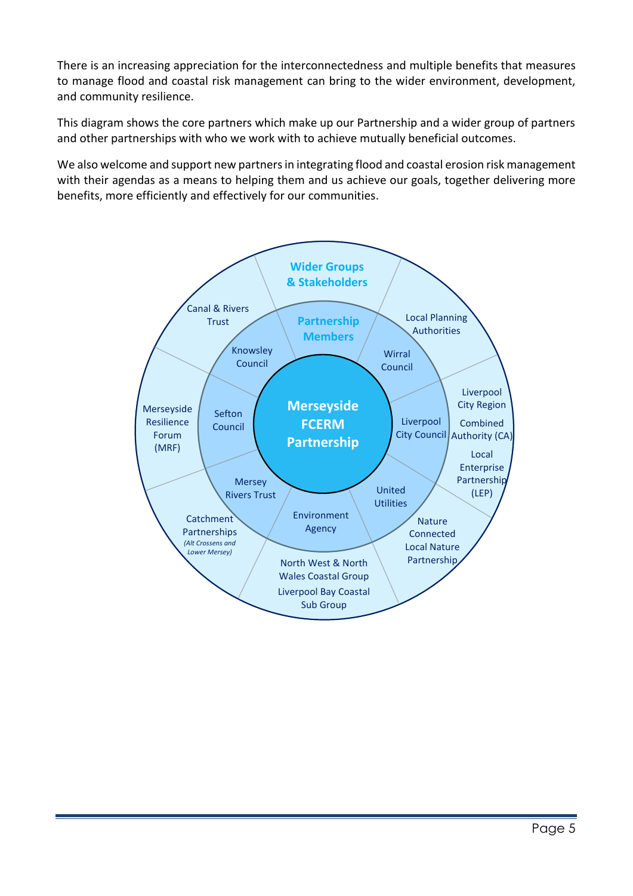There is an increasing appreciation for the interconnectedness and multiple benefits that measures to manage flood and coastal risk management can bring to the wider environment, development, and community resilience.

This diagram shows the core partners which make up our Partnership and a wider group of partners and other partnerships with who we work with to achieve mutually beneficial outcomes.

We also welcome and support new partners in integrating flood and coastal erosion risk management with their agendas as a means to helping them and us achieve our goals, together delivering more benefits, more efficiently and effectively for our communities.

**Merseyside FCERM Partnership**

**Partnership Members**

- Knowsley Council
- Wirral Council
- Liverpool City Council
- United Utilities
- Environment Agency
- Mersey Rivers Trust
- Sefton Council

**Wider Groups & Stakeholders**

- Local Planning Authorities
- Liverpool City Region Combined Authority (CA)
- Local Enterprise Partnership (LEP)
- Nature Connected Local Nature Partnership
- North West & North Wales Coastal Group
- Liverpool Bay Coastal Sub Group
- Catchment Partnerships *(Alt Crossens and Lower Mersey)*
- Merseyside Resilience Forum (MRF)
- Canal & Rivers Trust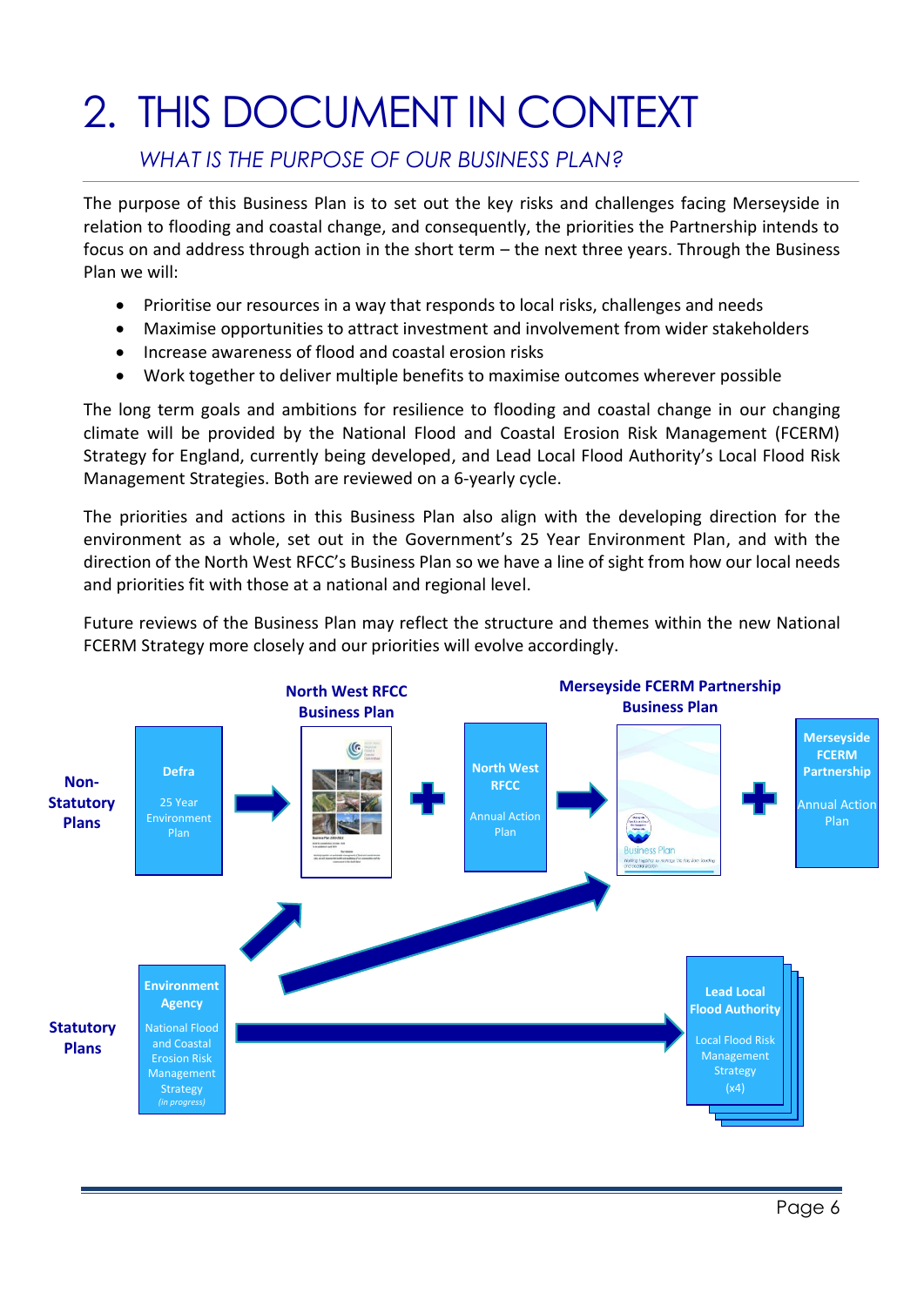# 2. THIS DOCUMENT IN CONTEXT

## *WHAT IS THE PURPOSE OF OUR BUSINESS PLAN?*

The purpose of this Business Plan is to set out the key risks and challenges facing Merseyside in relation to flooding and coastal change, and consequently, the priorities the Partnership intends to focus on and address through action in the short term – the next three years. Through the Business Plan we will:

- Prioritise our resources in a way that responds to local risks, challenges and needs
- Maximise opportunities to attract investment and involvement from wider stakeholders
- Increase awareness of flood and coastal erosion risks
- Work together to deliver multiple benefits to maximise outcomes wherever possible

The long term goals and ambitions for resilience to flooding and coastal change in our changing climate will be provided by the National Flood and Coastal Erosion Risk Management (FCERM) Strategy for England, currently being developed, and Lead Local Flood Authority's Local Flood Risk Management Strategies. Both are reviewed on a 6-yearly cycle.

The priorities and actions in this Business Plan also align with the developing direction for the environment as a whole, set out in the Government's 25 Year Environment Plan, and with the direction of the North West RFCC's Business Plan so we have a line of sight from how our local needs and priorities fit with those at a national and regional level.

Future reviews of the Business Plan may reflect the structure and themes within the new National FCERM Strategy more closely and our priorities will evolve accordingly.

**Non-Statutory Plans**

**Defra** – 25 Year Environment Plan → **North West RFCC Business Plan** + **North West RFCC** – Annual Action Plan → **Merseyside FCERM Partnership Business Plan** + **Merseyside FCERM Partnership** – Annual Action Plan

**Statutory Plans**

**Environment Agency** – National Flood and Coastal Erosion Risk Management Strategy *(in progress)* → **Lead Local Flood Authority** – Local Flood Risk Management Strategy (x4)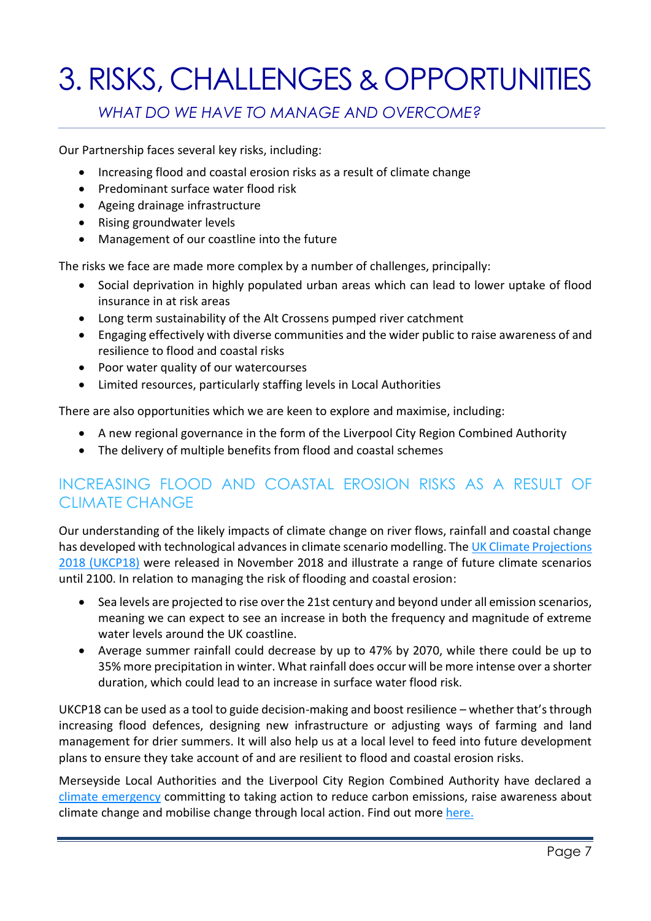# 3. RISKS, CHALLENGES & OPPORTUNITIES

*WHAT DO WE HAVE TO MANAGE AND OVERCOME?*

Our Partnership faces several key risks, including:

- Increasing flood and coastal erosion risks as a result of climate change
- Predominant surface water flood risk
- Ageing drainage infrastructure
- Rising groundwater levels
- Management of our coastline into the future

The risks we face are made more complex by a number of challenges, principally:

- Social deprivation in highly populated urban areas which can lead to lower uptake of flood insurance in at risk areas
- Long term sustainability of the Alt Crossens pumped river catchment
- Engaging effectively with diverse communities and the wider public to raise awareness of and resilience to flood and coastal risks
- Poor water quality of our watercourses
- Limited resources, particularly staffing levels in Local Authorities

There are also opportunities which we are keen to explore and maximise, including:

- A new regional governance in the form of the Liverpool City Region Combined Authority
- The delivery of multiple benefits from flood and coastal schemes

## INCREASING FLOOD AND COASTAL EROSION RISKS AS A RESULT OF CLIMATE CHANGE

Our understanding of the likely impacts of climate change on river flows, rainfall and coastal change has developed with technological advances in climate scenario modelling. The UK Climate Projections 2018 (UKCP18) were released in November 2018 and illustrate a range of future climate scenarios until 2100. In relation to managing the risk of flooding and coastal erosion:

- Sea levels are projected to rise over the 21st century and beyond under all emission scenarios, meaning we can expect to see an increase in both the frequency and magnitude of extreme water levels around the UK coastline.
- Average summer rainfall could decrease by up to 47% by 2070, while there could be up to 35% more precipitation in winter. What rainfall does occur will be more intense over a shorter duration, which could lead to an increase in surface water flood risk.

UKCP18 can be used as a tool to guide decision-making and boost resilience – whether that's through increasing flood defences, designing new infrastructure or adjusting ways of farming and land management for drier summers. It will also help us at a local level to feed into future development plans to ensure they take account of and are resilient to flood and coastal erosion risks.

Merseyside Local Authorities and the Liverpool City Region Combined Authority have declared a climate emergency committing to taking action to reduce carbon emissions, raise awareness about climate change and mobilise change through local action. Find out more here.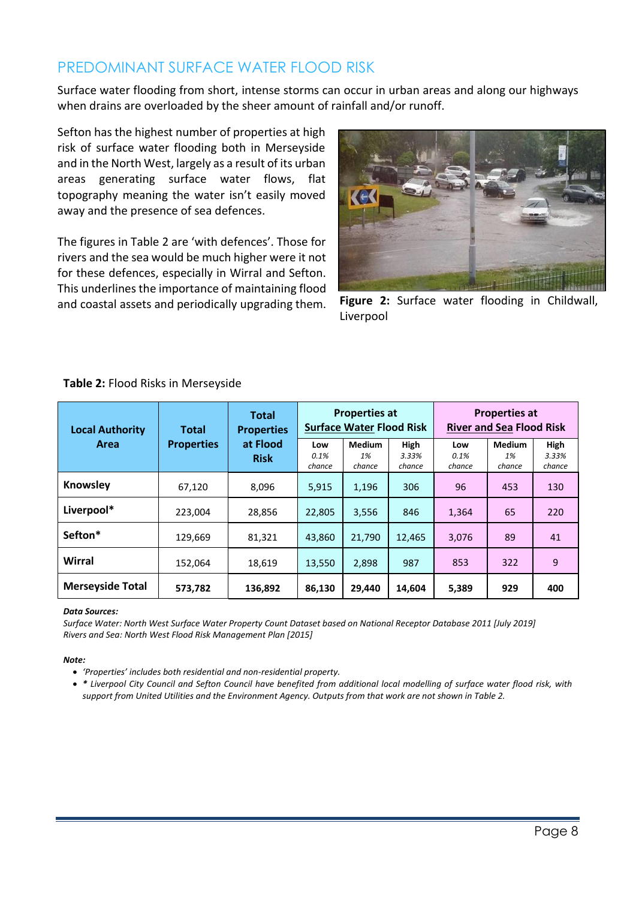## PREDOMINANT SURFACE WATER FLOOD RISK

Surface water flooding from short, intense storms can occur in urban areas and along our highways when drains are overloaded by the sheer amount of rainfall and/or runoff.

Sefton has the highest number of properties at high risk of surface water flooding both in Merseyside and in the North West, largely as a result of its urban areas generating surface water flows, flat topography meaning the water isn't easily moved away and the presence of sea defences.

The figures in Table 2 are 'with defences'. Those for rivers and the sea would be much higher were it not for these defences, especially in Wirral and Sefton. This underlines the importance of maintaining flood and coastal assets and periodically upgrading them.

**Figure 2:** Surface water flooding in Childwall, Liverpool

**Table 2:** Flood Risks in Merseyside

| Local Authority Area | Total Properties | Total Properties at Flood Risk | Properties at Surface Water Flood Risk | | | Properties at River and Sea Flood Risk | | |
|---|---|---|---|---|---|---|---|---|
| | | | Low *0.1% chance* | Medium *1% chance* | High *3.33% chance* | Low *0.1% chance* | Medium *1% chance* | High *3.33% chance* |
| **Knowsley** | 67,120 | 8,096 | 5,915 | 1,196 | 306 | 96 | 453 | 130 |
| **Liverpool*** | 223,004 | 28,856 | 22,805 | 3,556 | 846 | 1,364 | 65 | 220 |
| **Sefton*** | 129,669 | 81,321 | 43,860 | 21,790 | 12,465 | 3,076 | 89 | 41 |
| **Wirral** | 152,064 | 18,619 | 13,550 | 2,898 | 987 | 853 | 322 | 9 |
| **Merseyside Total** | **573,782** | **136,892** | **86,130** | **29,440** | **14,604** | **5,389** | **929** | **400** |

***Data Sources:***
*Surface Water: North West Surface Water Property Count Dataset based on National Receptor Database 2011 [July 2019]*
*Rivers and Sea: North West Flood Risk Management Plan [2015]*

***Note:***

- *'Properties' includes both residential and non-residential property.*
- *** Liverpool City Council and Sefton Council have benefited from additional local modelling of surface water flood risk, with support from United Utilities and the Environment Agency. Outputs from that work are not shown in Table 2.*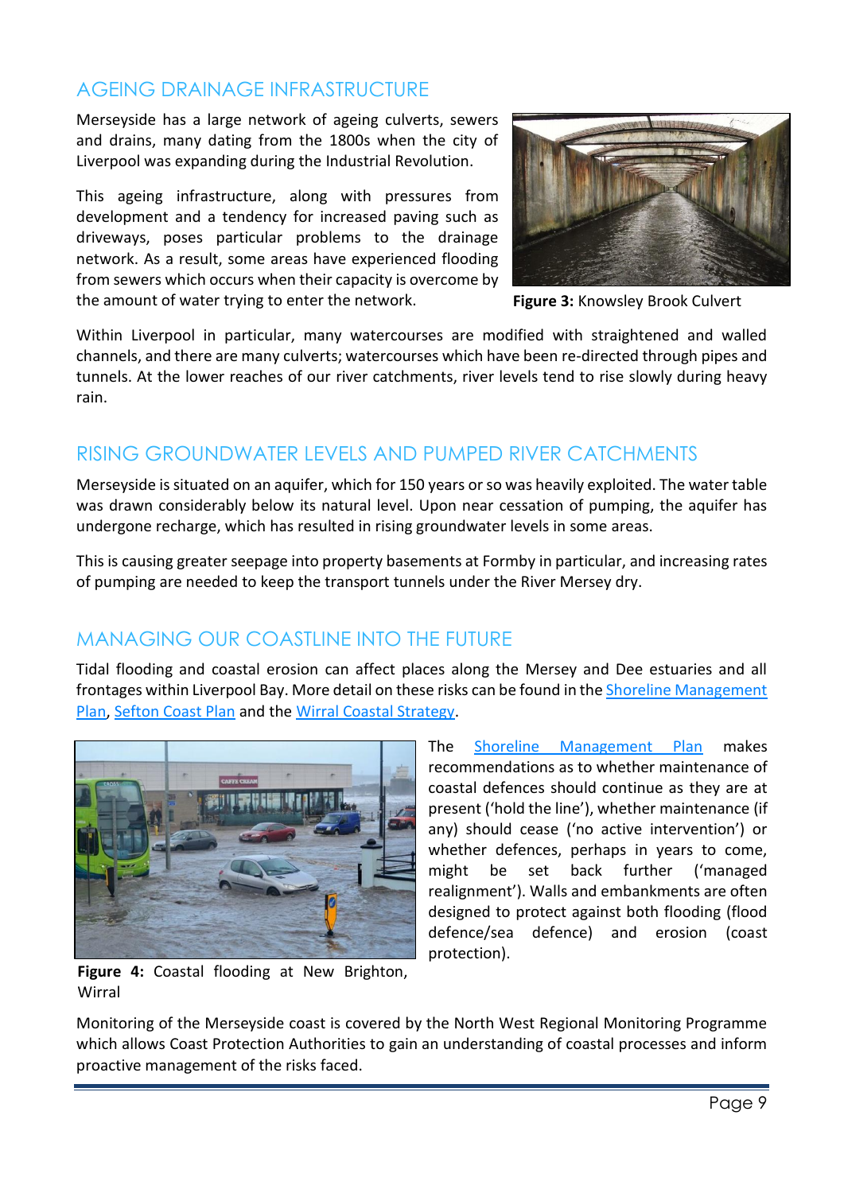## AGEING DRAINAGE INFRASTRUCTURE

Merseyside has a large network of ageing culverts, sewers and drains, many dating from the 1800s when the city of Liverpool was expanding during the Industrial Revolution.

This ageing infrastructure, along with pressures from development and a tendency for increased paving such as driveways, poses particular problems to the drainage network. As a result, some areas have experienced flooding from sewers which occurs when their capacity is overcome by the amount of water trying to enter the network.

**Figure 3:** Knowsley Brook Culvert

Within Liverpool in particular, many watercourses are modified with straightened and walled channels, and there are many culverts; watercourses which have been re-directed through pipes and tunnels. At the lower reaches of our river catchments, river levels tend to rise slowly during heavy rain.

## RISING GROUNDWATER LEVELS AND PUMPED RIVER CATCHMENTS

Merseyside is situated on an aquifer, which for 150 years or so was heavily exploited. The water table was drawn considerably below its natural level. Upon near cessation of pumping, the aquifer has undergone recharge, which has resulted in rising groundwater levels in some areas.

This is causing greater seepage into property basements at Formby in particular, and increasing rates of pumping are needed to keep the transport tunnels under the River Mersey dry.

## MANAGING OUR COASTLINE INTO THE FUTURE

Tidal flooding and coastal erosion can affect places along the Mersey and Dee estuaries and all frontages within Liverpool Bay. More detail on these risks can be found in the Shoreline Management Plan, Sefton Coast Plan and the Wirral Coastal Strategy.

**Figure 4:** Coastal flooding at New Brighton, Wirral

The Shoreline Management Plan makes recommendations as to whether maintenance of coastal defences should continue as they are at present ('hold the line'), whether maintenance (if any) should cease ('no active intervention') or whether defences, perhaps in years to come, might be set back further ('managed realignment'). Walls and embankments are often designed to protect against both flooding (flood defence/sea defence) and erosion (coast protection).

Monitoring of the Merseyside coast is covered by the North West Regional Monitoring Programme which allows Coast Protection Authorities to gain an understanding of coastal processes and inform proactive management of the risks faced.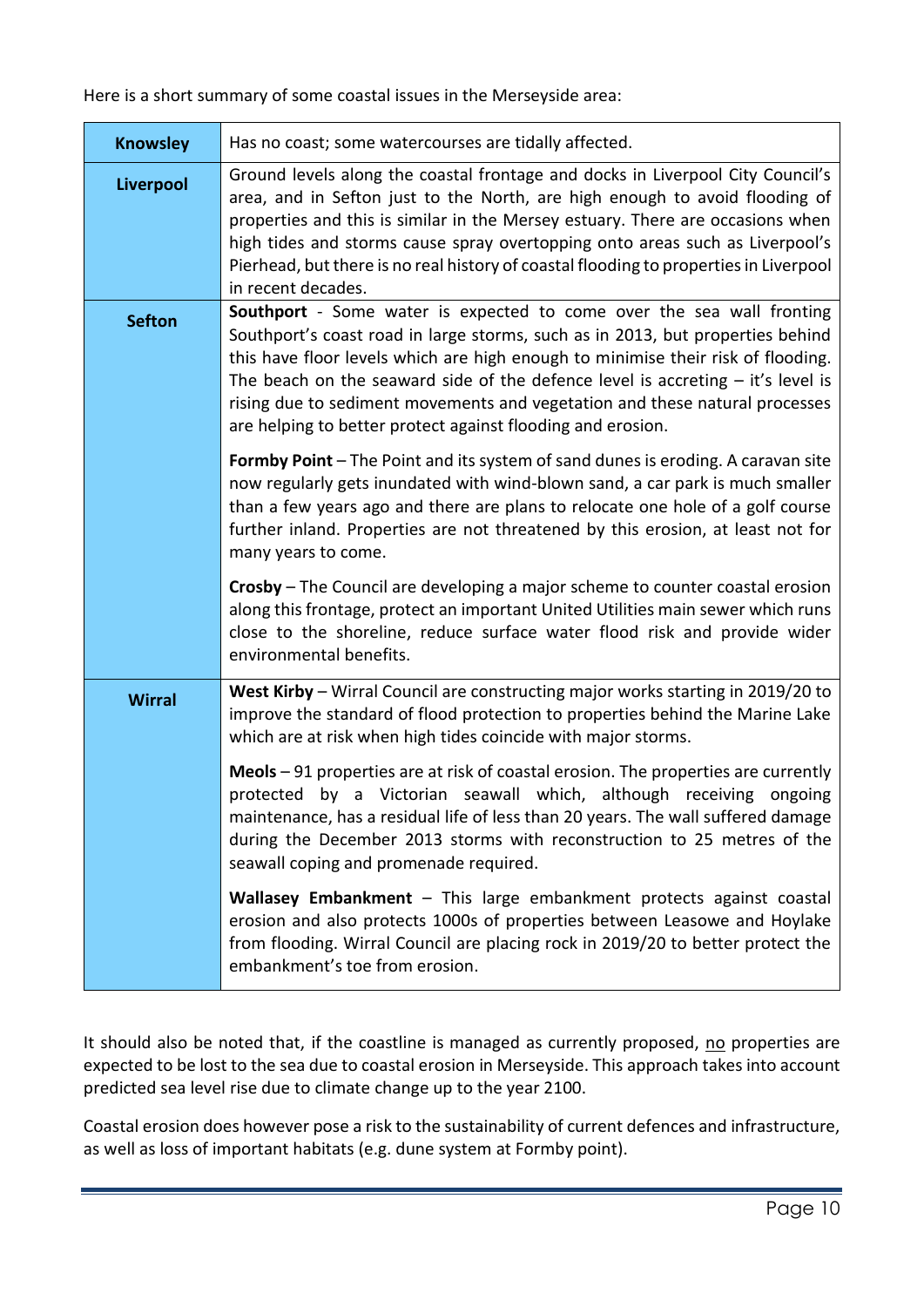Here is a short summary of some coastal issues in the Merseyside area:

| | |
|---|---|
| **Knowsley** | Has no coast; some watercourses are tidally affected. |
| **Liverpool** | Ground levels along the coastal frontage and docks in Liverpool City Council's area, and in Sefton just to the North, are high enough to avoid flooding of properties and this is similar in the Mersey estuary. There are occasions when high tides and storms cause spray overtopping onto areas such as Liverpool's Pierhead, but there is no real history of coastal flooding to properties in Liverpool in recent decades. |
| **Sefton** | **Southport** - Some water is expected to come over the sea wall fronting Southport's coast road in large storms, such as in 2013, but properties behind this have floor levels which are high enough to minimise their risk of flooding. The beach on the seaward side of the defence level is accreting – it's level is rising due to sediment movements and vegetation and these natural processes are helping to better protect against flooding and erosion.<br><br>**Formby Point** – The Point and its system of sand dunes is eroding. A caravan site now regularly gets inundated with wind-blown sand, a car park is much smaller than a few years ago and there are plans to relocate one hole of a golf course further inland. Properties are not threatened by this erosion, at least not for many years to come.<br><br>**Crosby** – The Council are developing a major scheme to counter coastal erosion along this frontage, protect an important United Utilities main sewer which runs close to the shoreline, reduce surface water flood risk and provide wider environmental benefits. |
| **Wirral** | **West Kirby** – Wirral Council are constructing major works starting in 2019/20 to improve the standard of flood protection to properties behind the Marine Lake which are at risk when high tides coincide with major storms.<br><br>**Meols** – 91 properties are at risk of coastal erosion. The properties are currently protected by a Victorian seawall which, although receiving ongoing maintenance, has a residual life of less than 20 years. The wall suffered damage during the December 2013 storms with reconstruction to 25 metres of the seawall coping and promenade required.<br><br>**Wallasey Embankment** – This large embankment protects against coastal erosion and also protects 1000s of properties between Leasowe and Hoylake from flooding. Wirral Council are placing rock in 2019/20 to better protect the embankment's toe from erosion. |

It should also be noted that, if the coastline is managed as currently proposed, no properties are expected to be lost to the sea due to coastal erosion in Merseyside. This approach takes into account predicted sea level rise due to climate change up to the year 2100.

Coastal erosion does however pose a risk to the sustainability of current defences and infrastructure, as well as loss of important habitats (e.g. dune system at Formby point).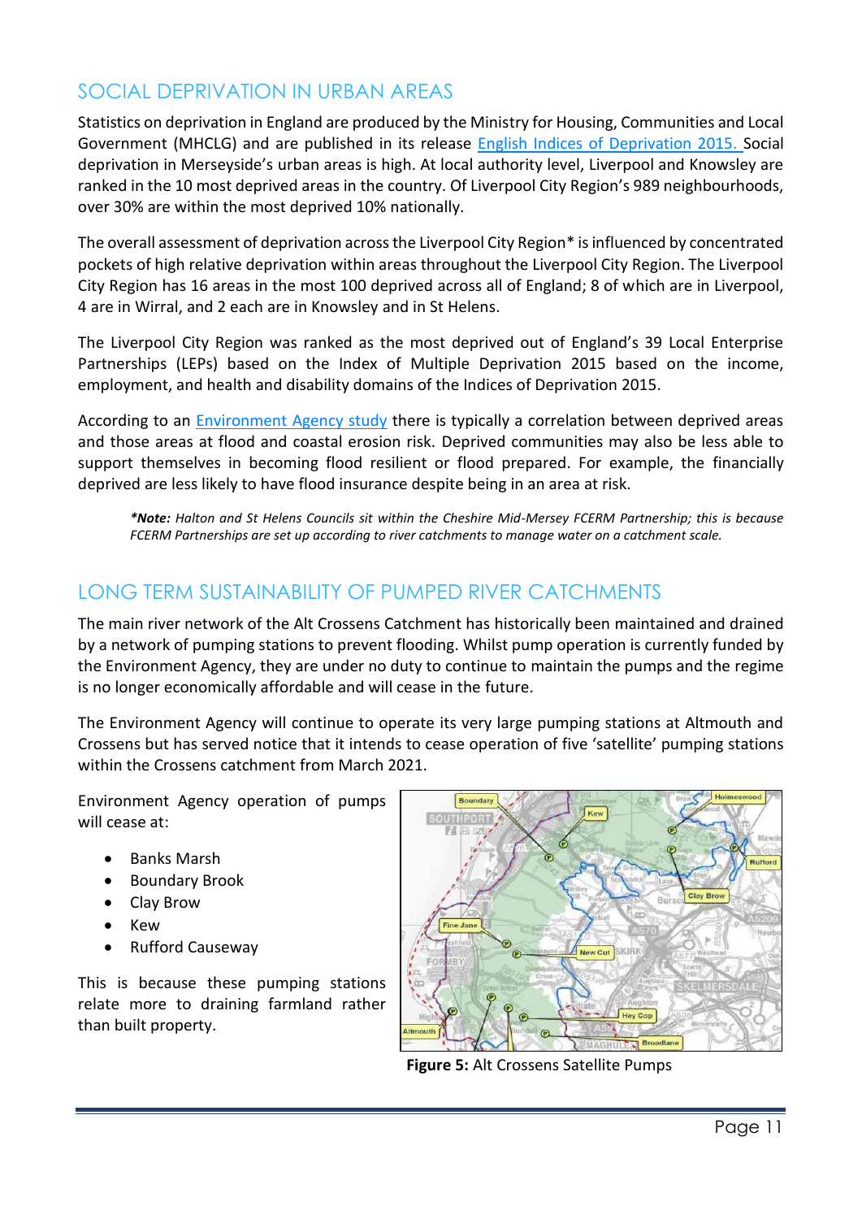## SOCIAL DEPRIVATION IN URBAN AREAS

Statistics on deprivation in England are produced by the Ministry for Housing, Communities and Local Government (MHCLG) and are published in its release [English Indices of Deprivation 2015.](#) Social deprivation in Merseyside's urban areas is high. At local authority level, Liverpool and Knowsley are ranked in the 10 most deprived areas in the country. Of Liverpool City Region's 989 neighbourhoods, over 30% are within the most deprived 10% nationally.

The overall assessment of deprivation across the Liverpool City Region* is influenced by concentrated pockets of high relative deprivation within areas throughout the Liverpool City Region. The Liverpool City Region has 16 areas in the most 100 deprived across all of England; 8 of which are in Liverpool, 4 are in Wirral, and 2 each are in Knowsley and in St Helens.

The Liverpool City Region was ranked as the most deprived out of England's 39 Local Enterprise Partnerships (LEPs) based on the Index of Multiple Deprivation 2015 based on the income, employment, and health and disability domains of the Indices of Deprivation 2015.

According to an [Environment Agency study](#) there is typically a correlation between deprived areas and those areas at flood and coastal erosion risk. Deprived communities may also be less able to support themselves in becoming flood resilient or flood prepared. For example, the financially deprived are less likely to have flood insurance despite being in an area at risk.

> ***Note:** Halton and St Helens Councils sit within the Cheshire Mid-Mersey FCERM Partnership; this is because FCERM Partnerships are set up according to river catchments to manage water on a catchment scale.*

## LONG TERM SUSTAINABILITY OF PUMPED RIVER CATCHMENTS

The main river network of the Alt Crossens Catchment has historically been maintained and drained by a network of pumping stations to prevent flooding. Whilst pump operation is currently funded by the Environment Agency, they are under no duty to continue to maintain the pumps and the regime is no longer economically affordable and will cease in the future.

The Environment Agency will continue to operate its very large pumping stations at Altmouth and Crossens but has served notice that it intends to cease operation of five 'satellite' pumping stations within the Crossens catchment from March 2021.

Environment Agency operation of pumps will cease at:

- Banks Marsh
- Boundary Brook
- Clay Brow
- Kew
- Rufford Causeway

This is because these pumping stations relate more to draining farmland rather than built property.

**Figure 5:** Alt Crossens Satellite Pumps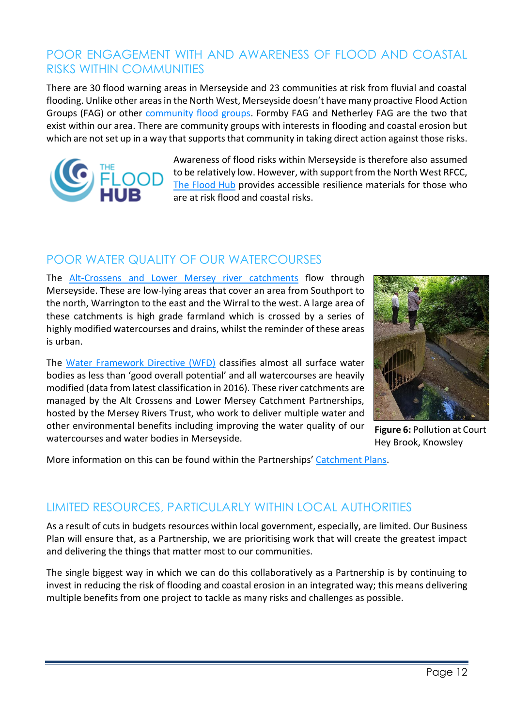## POOR ENGAGEMENT WITH AND AWARENESS OF FLOOD AND COASTAL RISKS WITHIN COMMUNITIES

There are 30 flood warning areas in Merseyside and 23 communities at risk from fluvial and coastal flooding. Unlike other areas in the North West, Merseyside doesn't have many proactive Flood Action Groups (FAG) or other community flood groups. Formby FAG and Netherley FAG are the two that exist within our area. There are community groups with interests in flooding and coastal erosion but which are not set up in a way that supports that community in taking direct action against those risks.

Awareness of flood risks within Merseyside is therefore also assumed to be relatively low. However, with support from the North West RFCC, The Flood Hub provides accessible resilience materials for those who are at risk flood and coastal risks.

## POOR WATER QUALITY OF OUR WATERCOURSES

The Alt-Crossens and Lower Mersey river catchments flow through Merseyside. These are low-lying areas that cover an area from Southport to the north, Warrington to the east and the Wirral to the west. A large area of these catchments is high grade farmland which is crossed by a series of highly modified watercourses and drains, whilst the reminder of these areas is urban.

The Water Framework Directive (WFD) classifies almost all surface water bodies as less than 'good overall potential' and all watercourses are heavily modified (data from latest classification in 2016). These river catchments are managed by the Alt Crossens and Lower Mersey Catchment Partnerships, hosted by the Mersey Rivers Trust, who work to deliver multiple water and other environmental benefits including improving the water quality of our watercourses and water bodies in Merseyside.

**Figure 6:** Pollution at Court Hey Brook, Knowsley

More information on this can be found within the Partnerships' Catchment Plans.

## LIMITED RESOURCES, PARTICULARLY WITHIN LOCAL AUTHORITIES

As a result of cuts in budgets resources within local government, especially, are limited. Our Business Plan will ensure that, as a Partnership, we are prioritising work that will create the greatest impact and delivering the things that matter most to our communities.

The single biggest way in which we can do this collaboratively as a Partnership is by continuing to invest in reducing the risk of flooding and coastal erosion in an integrated way; this means delivering multiple benefits from one project to tackle as many risks and challenges as possible.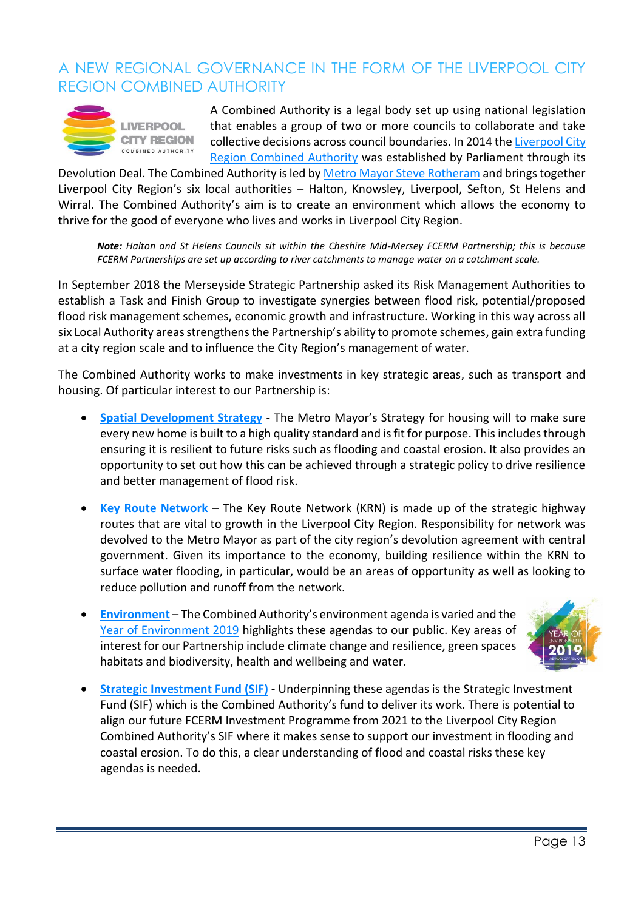## A NEW REGIONAL GOVERNANCE IN THE FORM OF THE LIVERPOOL CITY REGION COMBINED AUTHORITY

A Combined Authority is a legal body set up using national legislation that enables a group of two or more councils to collaborate and take collective decisions across council boundaries. In 2014 the Liverpool City Region Combined Authority was established by Parliament through its Devolution Deal. The Combined Authority is led by Metro Mayor Steve Rotheram and brings together Liverpool City Region's six local authorities – Halton, Knowsley, Liverpool, Sefton, St Helens and Wirral. The Combined Authority's aim is to create an environment which allows the economy to thrive for the good of everyone who lives and works in Liverpool City Region.

> ***Note:*** *Halton and St Helens Councils sit within the Cheshire Mid-Mersey FCERM Partnership; this is because FCERM Partnerships are set up according to river catchments to manage water on a catchment scale.*

In September 2018 the Merseyside Strategic Partnership asked its Risk Management Authorities to establish a Task and Finish Group to investigate synergies between flood risk, potential/proposed flood risk management schemes, economic growth and infrastructure. Working in this way across all six Local Authority areas strengthens the Partnership's ability to promote schemes, gain extra funding at a city region scale and to influence the City Region's management of water.

The Combined Authority works to make investments in key strategic areas, such as transport and housing. Of particular interest to our Partnership is:

- **Spatial Development Strategy** - The Metro Mayor's Strategy for housing will to make sure every new home is built to a high quality standard and is fit for purpose. This includes through ensuring it is resilient to future risks such as flooding and coastal erosion. It also provides an opportunity to set out how this can be achieved through a strategic policy to drive resilience and better management of flood risk.

- **Key Route Network** – The Key Route Network (KRN) is made up of the strategic highway routes that are vital to growth in the Liverpool City Region. Responsibility for network was devolved to the Metro Mayor as part of the city region's devolution agreement with central government. Given its importance to the economy, building resilience within the KRN to surface water flooding, in particular, would be an areas of opportunity as well as looking to reduce pollution and runoff from the network.

- **Environment** – The Combined Authority's environment agenda is varied and the Year of Environment 2019 highlights these agendas to our public. Key areas of interest for our Partnership include climate change and resilience, green spaces habitats and biodiversity, health and wellbeing and water.

- **Strategic Investment Fund (SIF)** - Underpinning these agendas is the Strategic Investment Fund (SIF) which is the Combined Authority's fund to deliver its work. There is potential to align our future FCERM Investment Programme from 2021 to the Liverpool City Region Combined Authority's SIF where it makes sense to support our investment in flooding and coastal erosion. To do this, a clear understanding of flood and coastal risks these key agendas is needed.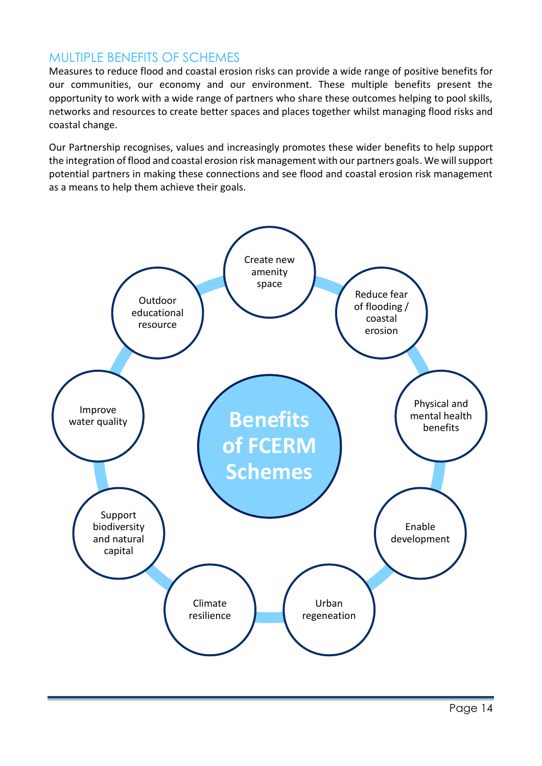## MULTIPLE BENEFITS OF SCHEMES

Measures to reduce flood and coastal erosion risks can provide a wide range of positive benefits for our communities, our economy and our environment. These multiple benefits present the opportunity to work with a wide range of partners who share these outcomes helping to pool skills, networks and resources to create better spaces and places together whilst managing flood risks and coastal change.

Our Partnership recognises, values and increasingly promotes these wider benefits to help support the integration of flood and coastal erosion risk management with our partners goals. We will support potential partners in making these connections and see flood and coastal erosion risk management as a means to help them achieve their goals.

**Benefits of FCERM Schemes**

- Create new amenity space
- Reduce fear of flooding / coastal erosion
- Physical and mental health benefits
- Enable development
- Urban regeneation
- Climate resilience
- Support biodiversity and natural capital
- Improve water quality
- Outdoor educational resource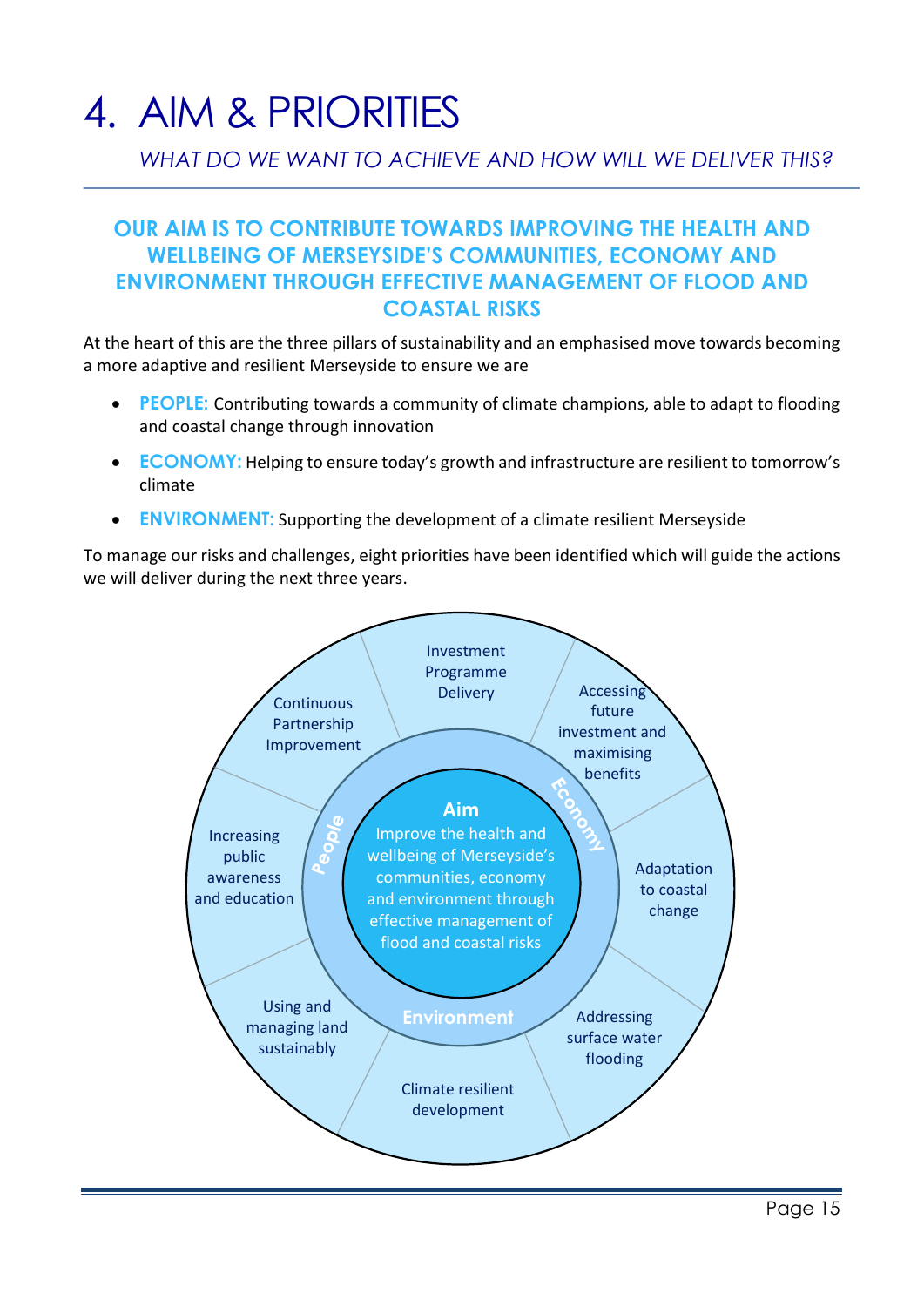# 4. AIM & PRIORITIES

*WHAT DO WE WANT TO ACHIEVE AND HOW WILL WE DELIVER THIS?*

**OUR AIM IS TO CONTRIBUTE TOWARDS IMPROVING THE HEALTH AND WELLBEING OF MERSEYSIDE'S COMMUNITIES, ECONOMY AND ENVIRONMENT THROUGH EFFECTIVE MANAGEMENT OF FLOOD AND COASTAL RISKS**

At the heart of this are the three pillars of sustainability and an emphasised move towards becoming a more adaptive and resilient Merseyside to ensure we are

- **PEOPLE:** Contributing towards a community of climate champions, able to adapt to flooding and coastal change through innovation
- **ECONOMY:** Helping to ensure today's growth and infrastructure are resilient to tomorrow's climate
- **ENVIRONMENT:** Supporting the development of a climate resilient Merseyside

To manage our risks and challenges, eight priorities have been identified which will guide the actions we will deliver during the next three years.

Aim
Improve the health and wellbeing of Merseyside's communities, economy and environment through effective management of flood and coastal risks

People
Economy
Environment

Investment Programme Delivery
Accessing future investment and maximising benefits
Adaptation to coastal change
Addressing surface water flooding
Climate resilient development
Using and managing land sustainably
Increasing public awareness and education
Continuous Partnership Improvement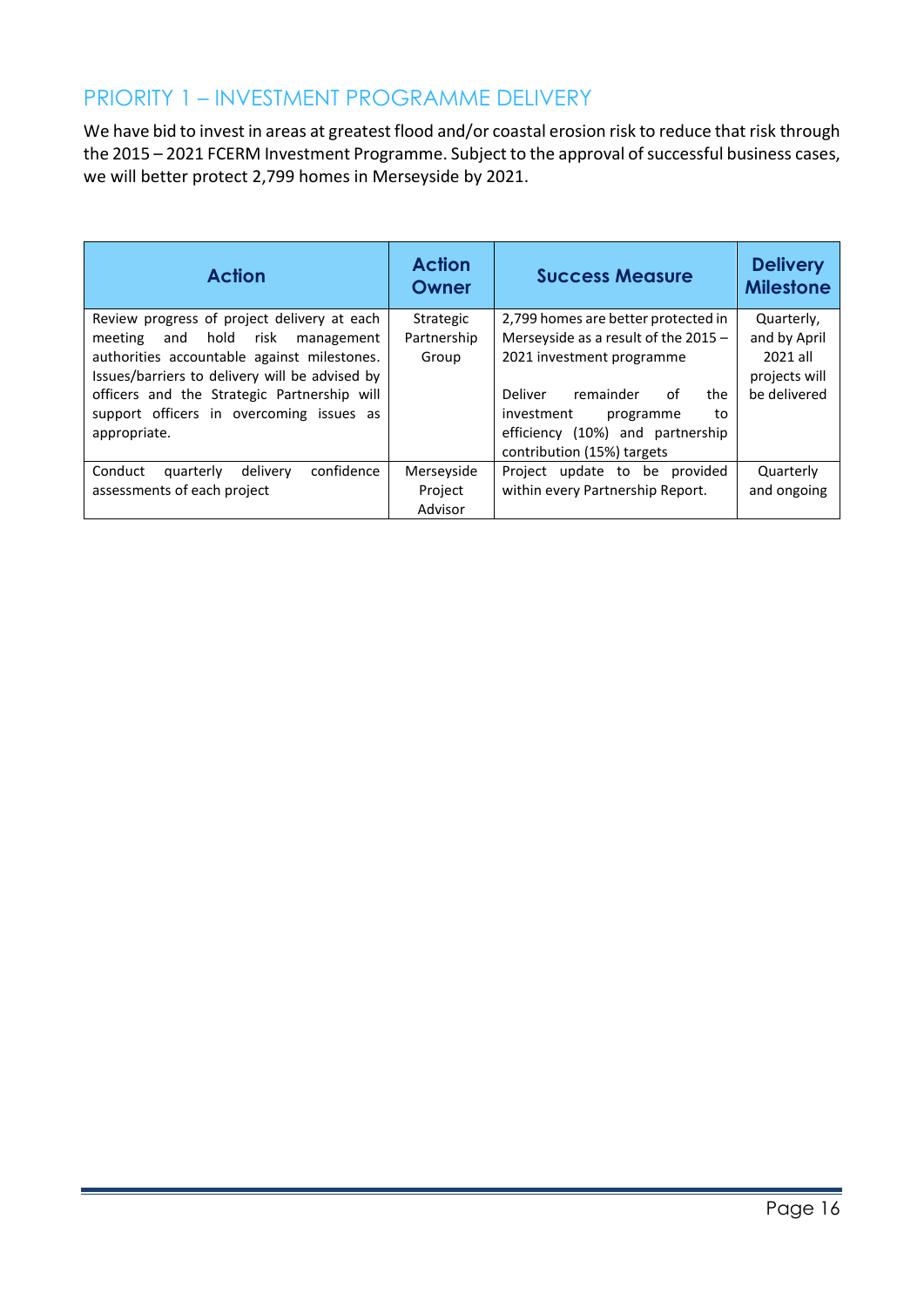## PRIORITY 1 – INVESTMENT PROGRAMME DELIVERY

We have bid to invest in areas at greatest flood and/or coastal erosion risk to reduce that risk through the 2015 – 2021 FCERM Investment Programme. Subject to the approval of successful business cases, we will better protect 2,799 homes in Merseyside by 2021.

| Action | Action Owner | Success Measure | Delivery Milestone |
|---|---|---|---|
| Review progress of project delivery at each meeting and hold risk management authorities accountable against milestones. Issues/barriers to delivery will be advised by officers and the Strategic Partnership will support officers in overcoming issues as appropriate. | Strategic Partnership Group | 2,799 homes are better protected in Merseyside as a result of the 2015 – 2021 investment programme<br><br>Deliver remainder of the investment programme to efficiency (10%) and partnership contribution (15%) targets | Quarterly, and by April 2021 all projects will be delivered |
| Conduct quarterly delivery confidence assessments of each project | Merseyside Project Advisor | Project update to be provided within every Partnership Report. | Quarterly and ongoing |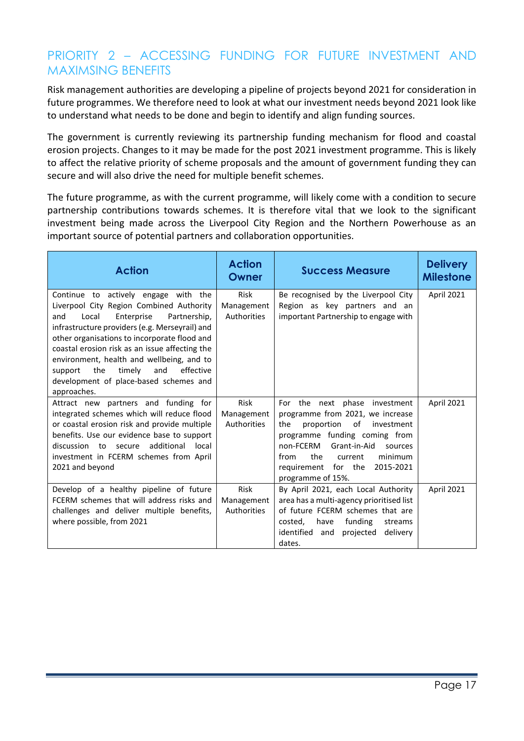## PRIORITY 2 – ACCESSING FUNDING FOR FUTURE INVESTMENT AND MAXIMSING BENEFITS

Risk management authorities are developing a pipeline of projects beyond 2021 for consideration in future programmes. We therefore need to look at what our investment needs beyond 2021 look like to understand what needs to be done and begin to identify and align funding sources.

The government is currently reviewing its partnership funding mechanism for flood and coastal erosion projects. Changes to it may be made for the post 2021 investment programme. This is likely to affect the relative priority of scheme proposals and the amount of government funding they can secure and will also drive the need for multiple benefit schemes.

The future programme, as with the current programme, will likely come with a condition to secure partnership contributions towards schemes. It is therefore vital that we look to the significant investment being made across the Liverpool City Region and the Northern Powerhouse as an important source of potential partners and collaboration opportunities.

| Action | Action Owner | Success Measure | Delivery Milestone |
|---|---|---|---|
| Continue to actively engage with the Liverpool City Region Combined Authority and Local Enterprise Partnership, infrastructure providers (e.g. Merseyrail) and other organisations to incorporate flood and coastal erosion risk as an issue affecting the environment, health and wellbeing, and to support the timely and effective development of place-based schemes and approaches. | Risk Management Authorities | Be recognised by the Liverpool City Region as key partners and an important Partnership to engage with | April 2021 |
| Attract new partners and funding for integrated schemes which will reduce flood or coastal erosion risk and provide multiple benefits. Use our evidence base to support discussion to secure additional local investment in FCERM schemes from April 2021 and beyond | Risk Management Authorities | For the next phase investment programme from 2021, we increase the proportion of investment programme funding coming from non-FCERM Grant-in-Aid sources from the current minimum requirement for the 2015-2021 programme of 15%. | April 2021 |
| Develop of a healthy pipeline of future FCERM schemes that will address risks and challenges and deliver multiple benefits, where possible, from 2021 | Risk Management Authorities | By April 2021, each Local Authority area has a multi-agency prioritised list of future FCERM schemes that are costed, have funding streams identified and projected delivery dates. | April 2021 |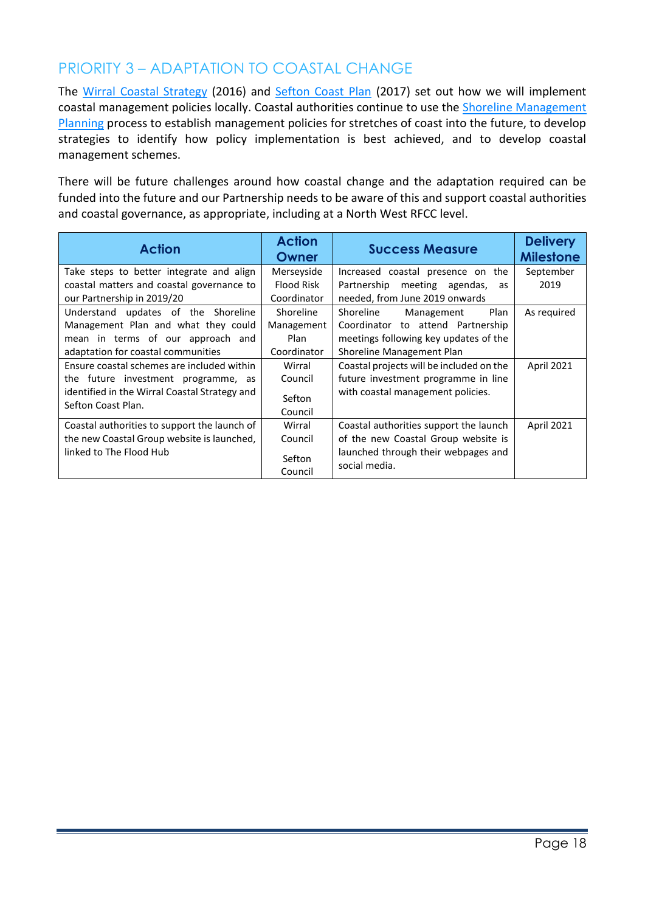## PRIORITY 3 – ADAPTATION TO COASTAL CHANGE

The Wirral Coastal Strategy (2016) and Sefton Coast Plan (2017) set out how we will implement coastal management policies locally. Coastal authorities continue to use the Shoreline Management Planning process to establish management policies for stretches of coast into the future, to develop strategies to identify how policy implementation is best achieved, and to develop coastal management schemes.

There will be future challenges around how coastal change and the adaptation required can be funded into the future and our Partnership needs to be aware of this and support coastal authorities and coastal governance, as appropriate, including at a North West RFCC level.

| Action | Action Owner | Success Measure | Delivery Milestone |
| --- | --- | --- | --- |
| Take steps to better integrate and align coastal matters and coastal governance to our Partnership in 2019/20 | Merseyside Flood Risk Coordinator | Increased coastal presence on the Partnership meeting agendas, as needed, from June 2019 onwards | September 2019 |
| Understand updates of the Shoreline Management Plan and what they could mean in terms of our approach and adaptation for coastal communities | Shoreline Management Plan Coordinator | Shoreline Management Plan Coordinator to attend Partnership meetings following key updates of the Shoreline Management Plan | As required |
| Ensure coastal schemes are included within the future investment programme, as identified in the Wirral Coastal Strategy and Sefton Coast Plan. | Wirral Council<br><br>Sefton Council | Coastal projects will be included on the future investment programme in line with coastal management policies. | April 2021 |
| Coastal authorities to support the launch of the new Coastal Group website is launched, linked to The Flood Hub | Wirral Council<br><br>Sefton Council | Coastal authorities support the launch of the new Coastal Group website is launched through their webpages and social media. | April 2021 |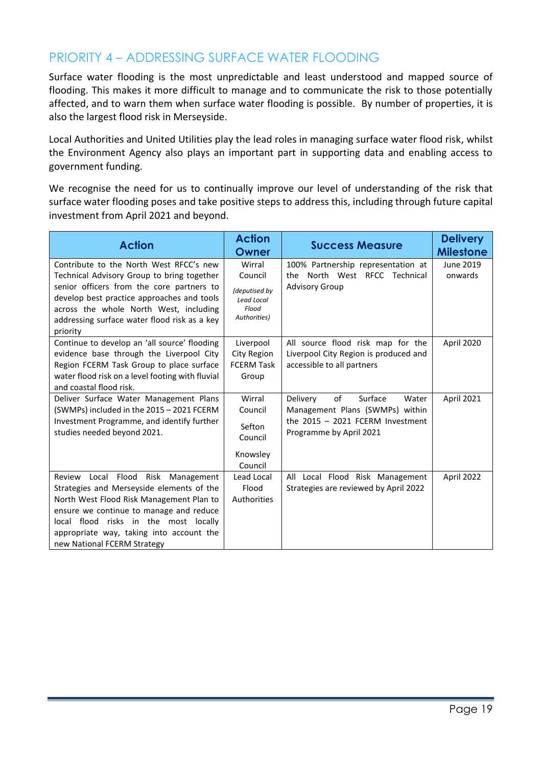## PRIORITY 4 – ADDRESSING SURFACE WATER FLOODING

Surface water flooding is the most unpredictable and least understood and mapped source of flooding. This makes it more difficult to manage and to communicate the risk to those potentially affected, and to warn them when surface water flooding is possible. By number of properties, it is also the largest flood risk in Merseyside.

Local Authorities and United Utilities play the lead roles in managing surface water flood risk, whilst the Environment Agency also plays an important part in supporting data and enabling access to government funding.

We recognise the need for us to continually improve our level of understanding of the risk that surface water flooding poses and take positive steps to address this, including through future capital investment from April 2021 and beyond.

| Action | Action Owner | Success Measure | Delivery Milestone |
|---|---|---|---|
| Contribute to the North West RFCC's new Technical Advisory Group to bring together senior officers from the core partners to develop best practice approaches and tools across the whole North West, including addressing surface water flood risk as a key priority | Wirral Council *(deputised by Lead Local Flood Authorities)* | 100% Partnership representation at the North West RFCC Technical Advisory Group | June 2019 onwards |
| Continue to develop an 'all source' flooding evidence base through the Liverpool City Region FCERM Task Group to place surface water flood risk on a level footing with fluvial and coastal flood risk. | Liverpool City Region FCERM Task Group | All source flood risk map for the Liverpool City Region is produced and accessible to all partners | April 2020 |
| Deliver Surface Water Management Plans (SWMPs) included in the 2015 – 2021 FCERM Investment Programme, and identify further studies needed beyond 2021. | Wirral Council<br>Sefton Council<br>Knowsley Council | Delivery of Surface Water Management Plans (SWMPs) within the 2015 – 2021 FCERM Investment Programme by April 2021 | April 2021 |
| Review Local Flood Risk Management Strategies and Merseyside elements of the North West Flood Risk Management Plan to ensure we continue to manage and reduce local flood risks in the most locally appropriate way, taking into account the new National FCERM Strategy | Lead Local Flood Authorities | All Local Flood Risk Management Strategies are reviewed by April 2022 | April 2022 |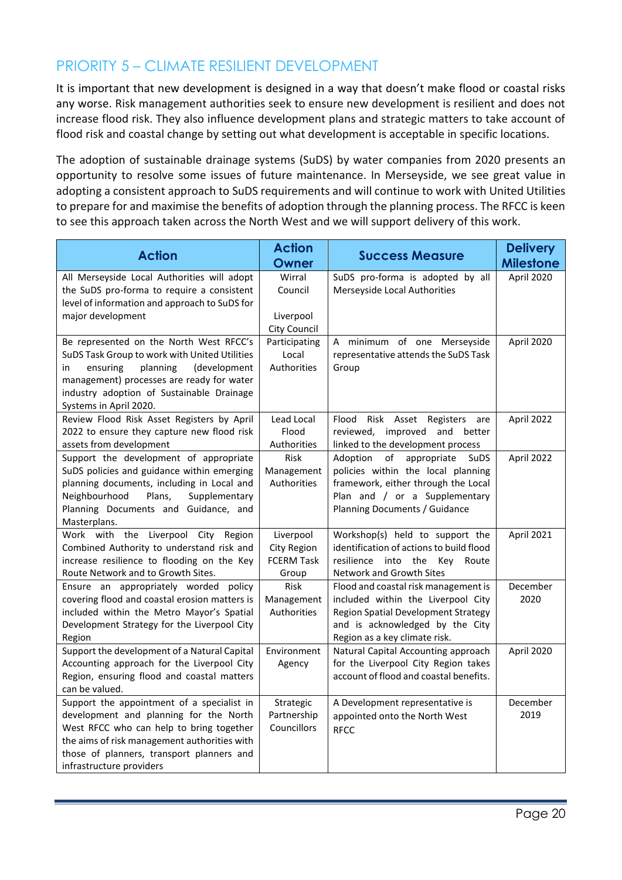## PRIORITY 5 – CLIMATE RESILIENT DEVELOPMENT

It is important that new development is designed in a way that doesn't make flood or coastal risks any worse. Risk management authorities seek to ensure new development is resilient and does not increase flood risk. They also influence development plans and strategic matters to take account of flood risk and coastal change by setting out what development is acceptable in specific locations.

The adoption of sustainable drainage systems (SuDS) by water companies from 2020 presents an opportunity to resolve some issues of future maintenance. In Merseyside, we see great value in adopting a consistent approach to SuDS requirements and will continue to work with United Utilities to prepare for and maximise the benefits of adoption through the planning process. The RFCC is keen to see this approach taken across the North West and we will support delivery of this work.

| Action | Action Owner | Success Measure | Delivery Milestone |
|---|---|---|---|
| All Merseyside Local Authorities will adopt the SuDS pro-forma to require a consistent level of information and approach to SuDS for major development | Wirral Council<br><br>Liverpool City Council | SuDS pro-forma is adopted by all Merseyside Local Authorities | April 2020 |
| Be represented on the North West RFCC's SuDS Task Group to work with United Utilities in ensuring planning (development management) processes are ready for water industry adoption of Sustainable Drainage Systems in April 2020. | Participating Local Authorities | A minimum of one Merseyside representative attends the SuDS Task Group | April 2020 |
| Review Flood Risk Asset Registers by April 2022 to ensure they capture new flood risk assets from development | Lead Local Flood Authorities | Flood Risk Asset Registers are reviewed, improved and better linked to the development process | April 2022 |
| Support the development of appropriate SuDS policies and guidance within emerging planning documents, including in Local and Neighbourhood Plans, Supplementary Planning Documents and Guidance, and Masterplans. | Risk Management Authorities | Adoption of appropriate SuDS policies within the local planning framework, either through the Local Plan and / or a Supplementary Planning Documents / Guidance | April 2022 |
| Work with the Liverpool City Region Combined Authority to understand risk and increase resilience to flooding on the Key Route Network and to Growth Sites. | Liverpool City Region FCERM Task Group | Workshop(s) held to support the identification of actions to build flood resilience into the Key Route Network and Growth Sites | April 2021 |
| Ensure an appropriately worded policy covering flood and coastal erosion matters is included within the Metro Mayor's Spatial Development Strategy for the Liverpool City Region | Risk Management Authorities | Flood and coastal risk management is included within the Liverpool City Region Spatial Development Strategy and is acknowledged by the City Region as a key climate risk. | December 2020 |
| Support the development of a Natural Capital Accounting approach for the Liverpool City Region, ensuring flood and coastal matters can be valued. | Environment Agency | Natural Capital Accounting approach for the Liverpool City Region takes account of flood and coastal benefits. | April 2020 |
| Support the appointment of a specialist in development and planning for the North West RFCC who can help to bring together the aims of risk management authorities with those of planners, transport planners and infrastructure providers | Strategic Partnership Councillors | A Development representative is appointed onto the North West RFCC | December 2019 |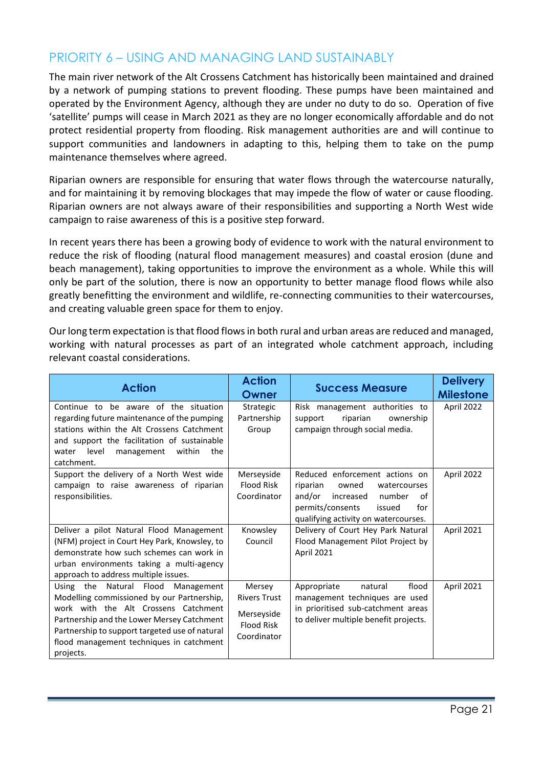## PRIORITY 6 – USING AND MANAGING LAND SUSTAINABLY

The main river network of the Alt Crossens Catchment has historically been maintained and drained by a network of pumping stations to prevent flooding. These pumps have been maintained and operated by the Environment Agency, although they are under no duty to do so. Operation of five 'satellite' pumps will cease in March 2021 as they are no longer economically affordable and do not protect residential property from flooding. Risk management authorities are and will continue to support communities and landowners in adapting to this, helping them to take on the pump maintenance themselves where agreed.

Riparian owners are responsible for ensuring that water flows through the watercourse naturally, and for maintaining it by removing blockages that may impede the flow of water or cause flooding. Riparian owners are not always aware of their responsibilities and supporting a North West wide campaign to raise awareness of this is a positive step forward.

In recent years there has been a growing body of evidence to work with the natural environment to reduce the risk of flooding (natural flood management measures) and coastal erosion (dune and beach management), taking opportunities to improve the environment as a whole. While this will only be part of the solution, there is now an opportunity to better manage flood flows while also greatly benefitting the environment and wildlife, re-connecting communities to their watercourses, and creating valuable green space for them to enjoy.

Our long term expectation is that flood flows in both rural and urban areas are reduced and managed, working with natural processes as part of an integrated whole catchment approach, including relevant coastal considerations.

| Action | Action Owner | Success Measure | Delivery Milestone |
|---|---|---|---|
| Continue to be aware of the situation regarding future maintenance of the pumping stations within the Alt Crossens Catchment and support the facilitation of sustainable water level management within the catchment. | Strategic Partnership Group | Risk management authorities to support riparian ownership campaign through social media. | April 2022 |
| Support the delivery of a North West wide campaign to raise awareness of riparian responsibilities. | Merseyside Flood Risk Coordinator | Reduced enforcement actions on riparian owned watercourses and/or increased number of permits/consents issued for qualifying activity on watercourses. | April 2022 |
| Deliver a pilot Natural Flood Management (NFM) project in Court Hey Park, Knowsley, to demonstrate how such schemes can work in urban environments taking a multi-agency approach to address multiple issues. | Knowsley Council | Delivery of Court Hey Park Natural Flood Management Pilot Project by April 2021 | April 2021 |
| Using the Natural Flood Management Modelling commissioned by our Partnership, work with the Alt Crossens Catchment Partnership and the Lower Mersey Catchment Partnership to support targeted use of natural flood management techniques in catchment projects. | Mersey Rivers Trust<br><br>Merseyside Flood Risk Coordinator | Appropriate natural flood management techniques are used in prioritised sub-catchment areas to deliver multiple benefit projects. | April 2021 |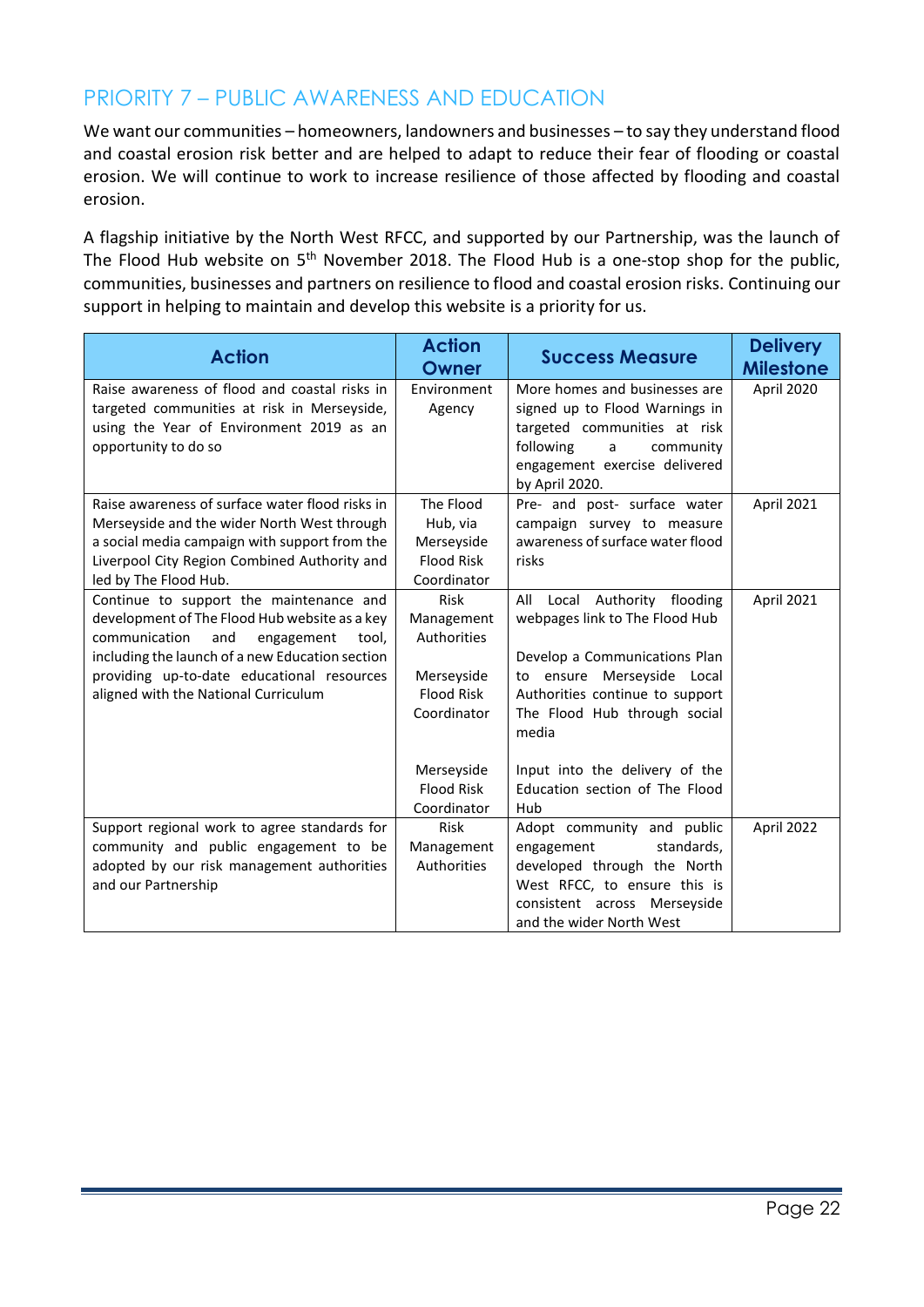## PRIORITY 7 – PUBLIC AWARENESS AND EDUCATION

We want our communities – homeowners, landowners and businesses – to say they understand flood and coastal erosion risk better and are helped to adapt to reduce their fear of flooding or coastal erosion. We will continue to work to increase resilience of those affected by flooding and coastal erosion.

A flagship initiative by the North West RFCC, and supported by our Partnership, was the launch of The Flood Hub website on 5th November 2018. The Flood Hub is a one-stop shop for the public, communities, businesses and partners on resilience to flood and coastal erosion risks. Continuing our support in helping to maintain and develop this website is a priority for us.

| Action | Action Owner | Success Measure | Delivery Milestone |
|---|---|---|---|
| Raise awareness of flood and coastal risks in targeted communities at risk in Merseyside, using the Year of Environment 2019 as an opportunity to do so | Environment Agency | More homes and businesses are signed up to Flood Warnings in targeted communities at risk following a community engagement exercise delivered by April 2020. | April 2020 |
| Raise awareness of surface water flood risks in Merseyside and the wider North West through a social media campaign with support from the Liverpool City Region Combined Authority and led by The Flood Hub. | The Flood Hub, via Merseyside Flood Risk Coordinator | Pre- and post- surface water campaign survey to measure awareness of surface water flood risks | April 2021 |
| Continue to support the maintenance and development of The Flood Hub website as a key communication and engagement tool, including the launch of a new Education section providing up-to-date educational resources aligned with the National Curriculum | Risk Management Authorities<br><br>Merseyside Flood Risk Coordinator<br><br>Merseyside Flood Risk Coordinator | All Local Authority flooding webpages link to The Flood Hub<br><br>Develop a Communications Plan to ensure Merseyside Local Authorities continue to support The Flood Hub through social media<br><br>Input into the delivery of the Education section of The Flood Hub | April 2021 |
| Support regional work to agree standards for community and public engagement to be adopted by our risk management authorities and our Partnership | Risk Management Authorities | Adopt community and public engagement standards, developed through the North West RFCC, to ensure this is consistent across Merseyside and the wider North West | April 2022 |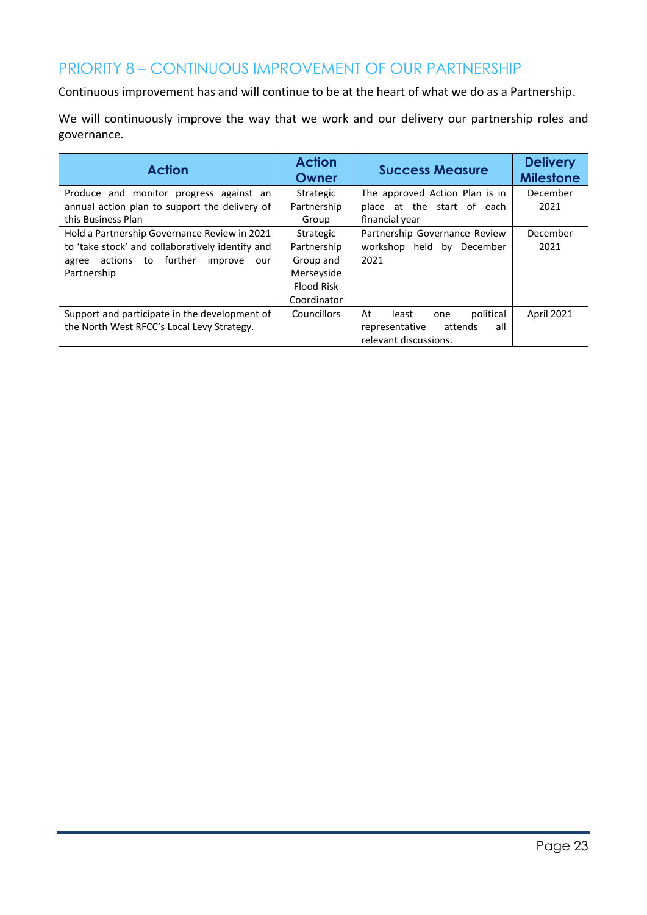## PRIORITY 8 – CONTINUOUS IMPROVEMENT OF OUR PARTNERSHIP

Continuous improvement has and will continue to be at the heart of what we do as a Partnership.

We will continuously improve the way that we work and our delivery our partnership roles and governance.

| Action | Action Owner | Success Measure | Delivery Milestone |
|---|---|---|---|
| Produce and monitor progress against an annual action plan to support the delivery of this Business Plan | Strategic Partnership Group | The approved Action Plan is in place at the start of each financial year | December 2021 |
| Hold a Partnership Governance Review in 2021 to 'take stock' and collaboratively identify and agree actions to further improve our Partnership | Strategic Partnership Group and Merseyside Flood Risk Coordinator | Partnership Governance Review workshop held by December 2021 | December 2021 |
| Support and participate in the development of the North West RFCC's Local Levy Strategy. | Councillors | At least one political representative attends all relevant discussions. | April 2021 |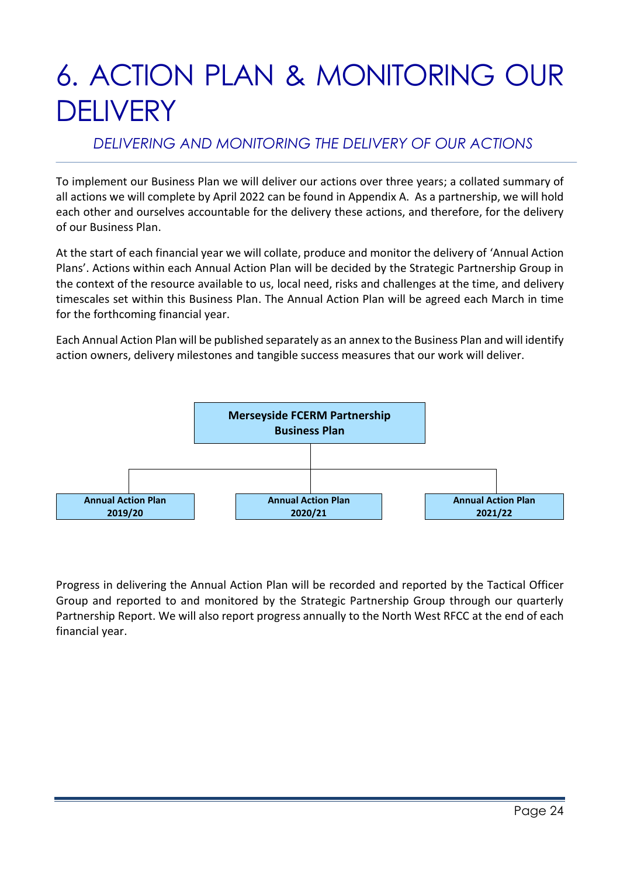# 6. ACTION PLAN & MONITORING OUR DELIVERY

*DELIVERING AND MONITORING THE DELIVERY OF OUR ACTIONS*

To implement our Business Plan we will deliver our actions over three years; a collated summary of all actions we will complete by April 2022 can be found in Appendix A. As a partnership, we will hold each other and ourselves accountable for the delivery these actions, and therefore, for the delivery of our Business Plan.

At the start of each financial year we will collate, produce and monitor the delivery of 'Annual Action Plans'. Actions within each Annual Action Plan will be decided by the Strategic Partnership Group in the context of the resource available to us, local need, risks and challenges at the time, and delivery timescales set within this Business Plan. The Annual Action Plan will be agreed each March in time for the forthcoming financial year.

Each Annual Action Plan will be published separately as an annex to the Business Plan and will identify action owners, delivery milestones and tangible success measures that our work will deliver.

**Merseyside FCERM Partnership Business Plan**

- **Annual Action Plan 2019/20**
- **Annual Action Plan 2020/21**
- **Annual Action Plan 2021/22**

Progress in delivering the Annual Action Plan will be recorded and reported by the Tactical Officer Group and reported to and monitored by the Strategic Partnership Group through our quarterly Partnership Report. We will also report progress annually to the North West RFCC at the end of each financial year.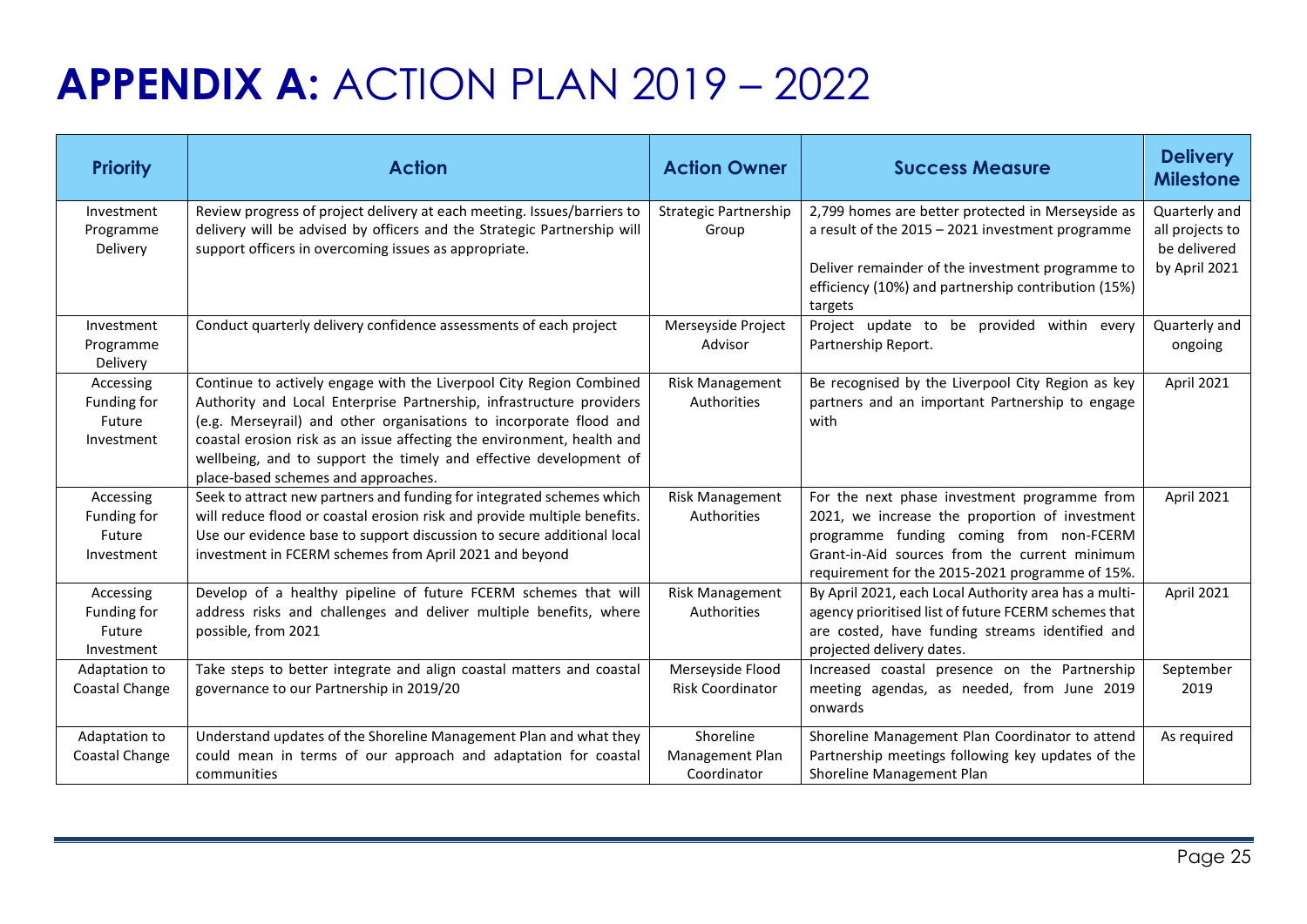# APPENDIX A: ACTION PLAN 2019 – 2022

| Priority | Action | Action Owner | Success Measure | Delivery Milestone |
|---|---|---|---|---|
| Investment Programme Delivery | Review progress of project delivery at each meeting. Issues/barriers to delivery will be advised by officers and the Strategic Partnership will support officers in overcoming issues as appropriate. | Strategic Partnership Group | 2,799 homes are better protected in Merseyside as a result of the 2015 – 2021 investment programme<br><br>Deliver remainder of the investment programme to efficiency (10%) and partnership contribution (15%) targets | Quarterly and all projects to be delivered by April 2021 |
| Investment Programme Delivery | Conduct quarterly delivery confidence assessments of each project | Merseyside Project Advisor | Project update to be provided within every Partnership Report. | Quarterly and ongoing |
| Accessing Funding for Future Investment | Continue to actively engage with the Liverpool City Region Combined Authority and Local Enterprise Partnership, infrastructure providers (e.g. Merseyrail) and other organisations to incorporate flood and coastal erosion risk as an issue affecting the environment, health and wellbeing, and to support the timely and effective development of place-based schemes and approaches. | Risk Management Authorities | Be recognised by the Liverpool City Region as key partners and an important Partnership to engage with | April 2021 |
| Accessing Funding for Future Investment | Seek to attract new partners and funding for integrated schemes which will reduce flood or coastal erosion risk and provide multiple benefits. Use our evidence base to support discussion to secure additional local investment in FCERM schemes from April 2021 and beyond | Risk Management Authorities | For the next phase investment programme from 2021, we increase the proportion of investment programme funding coming from non-FCERM Grant-in-Aid sources from the current minimum requirement for the 2015-2021 programme of 15%. | April 2021 |
| Accessing Funding for Future Investment | Develop of a healthy pipeline of future FCERM schemes that will address risks and challenges and deliver multiple benefits, where possible, from 2021 | Risk Management Authorities | By April 2021, each Local Authority area has a multi-agency prioritised list of future FCERM schemes that are costed, have funding streams identified and projected delivery dates. | April 2021 |
| Adaptation to Coastal Change | Take steps to better integrate and align coastal matters and coastal governance to our Partnership in 2019/20 | Merseyside Flood Risk Coordinator | Increased coastal presence on the Partnership meeting agendas, as needed, from June 2019 onwards | September 2019 |
| Adaptation to Coastal Change | Understand updates of the Shoreline Management Plan and what they could mean in terms of our approach and adaptation for coastal communities | Shoreline Management Plan Coordinator | Shoreline Management Plan Coordinator to attend Partnership meetings following key updates of the Shoreline Management Plan | As required |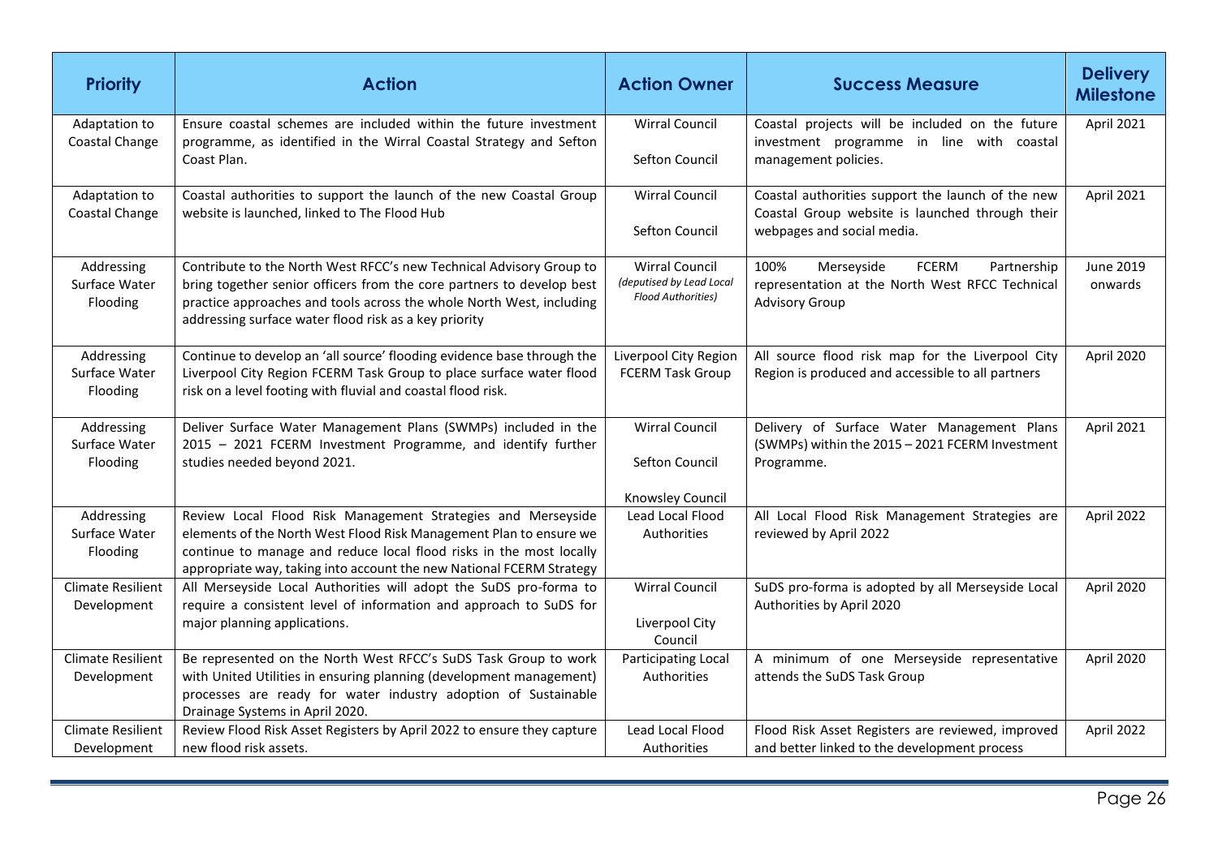| Priority | Action | Action Owner | Success Measure | Delivery Milestone |
|---|---|---|---|---|
| Adaptation to Coastal Change | Ensure coastal schemes are included within the future investment programme, as identified in the Wirral Coastal Strategy and Sefton Coast Plan. | Wirral Council<br><br>Sefton Council | Coastal projects will be included on the future investment programme in line with coastal management policies. | April 2021 |
| Adaptation to Coastal Change | Coastal authorities to support the launch of the new Coastal Group website is launched, linked to The Flood Hub | Wirral Council<br><br>Sefton Council | Coastal authorities support the launch of the new Coastal Group website is launched through their webpages and social media. | April 2021 |
| Addressing Surface Water Flooding | Contribute to the North West RFCC's new Technical Advisory Group to bring together senior officers from the core partners to develop best practice approaches and tools across the whole North West, including addressing surface water flood risk as a key priority | Wirral Council *(deputised by Lead Local Flood Authorities)* | 100% Merseyside FCERM Partnership representation at the North West RFCC Technical Advisory Group | June 2019 onwards |
| Addressing Surface Water Flooding | Continue to develop an 'all source' flooding evidence base through the Liverpool City Region FCERM Task Group to place surface water flood risk on a level footing with fluvial and coastal flood risk. | Liverpool City Region FCERM Task Group | All source flood risk map for the Liverpool City Region is produced and accessible to all partners | April 2020 |
| Addressing Surface Water Flooding | Deliver Surface Water Management Plans (SWMPs) included in the 2015 – 2021 FCERM Investment Programme, and identify further studies needed beyond 2021. | Wirral Council<br><br>Sefton Council<br><br>Knowsley Council | Delivery of Surface Water Management Plans (SWMPs) within the 2015 – 2021 FCERM Investment Programme. | April 2021 |
| Addressing Surface Water Flooding | Review Local Flood Risk Management Strategies and Merseyside elements of the North West Flood Risk Management Plan to ensure we continue to manage and reduce local flood risks in the most locally appropriate way, taking into account the new National FCERM Strategy | Lead Local Flood Authorities | All Local Flood Risk Management Strategies are reviewed by April 2022 | April 2022 |
| Climate Resilient Development | All Merseyside Local Authorities will adopt the SuDS pro-forma to require a consistent level of information and approach to SuDS for major planning applications. | Wirral Council<br><br>Liverpool City Council | SuDS pro-forma is adopted by all Merseyside Local Authorities by April 2020 | April 2020 |
| Climate Resilient Development | Be represented on the North West RFCC's SuDS Task Group to work with United Utilities in ensuring planning (development management) processes are ready for water industry adoption of Sustainable Drainage Systems in April 2020. | Participating Local Authorities | A minimum of one Merseyside representative attends the SuDS Task Group | April 2020 |
| Climate Resilient Development | Review Flood Risk Asset Registers by April 2022 to ensure they capture new flood risk assets. | Lead Local Flood Authorities | Flood Risk Asset Registers are reviewed, improved and better linked to the development process | April 2022 |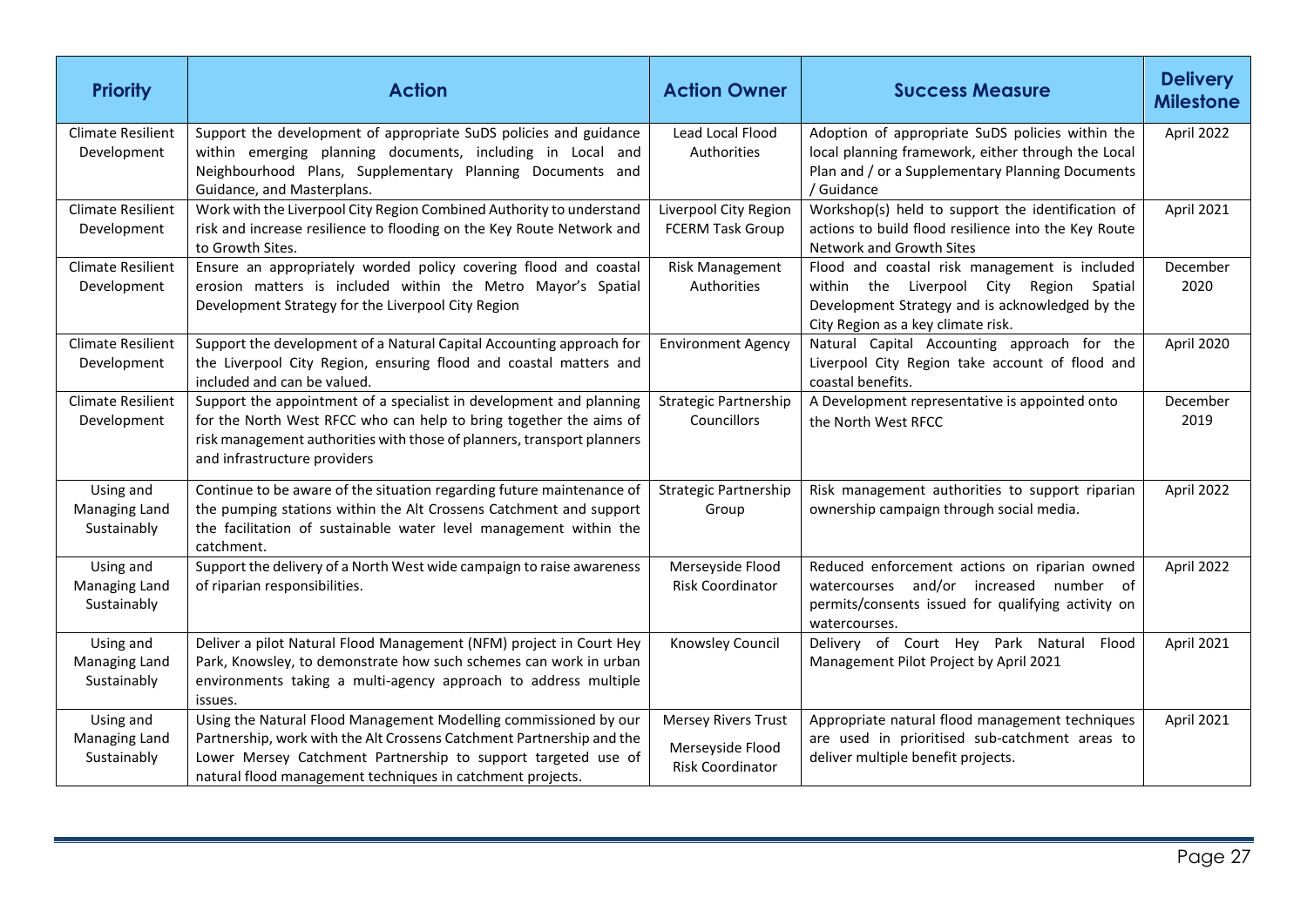| Priority | Action | Action Owner | Success Measure | Delivery Milestone |
|---|---|---|---|---|
| Climate Resilient Development | Support the development of appropriate SuDS policies and guidance within emerging planning documents, including in Local and Neighbourhood Plans, Supplementary Planning Documents and Guidance, and Masterplans. | Lead Local Flood Authorities | Adoption of appropriate SuDS policies within the local planning framework, either through the Local Plan and / or a Supplementary Planning Documents / Guidance | April 2022 |
| Climate Resilient Development | Work with the Liverpool City Region Combined Authority to understand risk and increase resilience to flooding on the Key Route Network and to Growth Sites. | Liverpool City Region FCERM Task Group | Workshop(s) held to support the identification of actions to build flood resilience into the Key Route Network and Growth Sites | April 2021 |
| Climate Resilient Development | Ensure an appropriately worded policy covering flood and coastal erosion matters is included within the Metro Mayor's Spatial Development Strategy for the Liverpool City Region | Risk Management Authorities | Flood and coastal risk management is included within the Liverpool City Region Spatial Development Strategy and is acknowledged by the City Region as a key climate risk. | December 2020 |
| Climate Resilient Development | Support the development of a Natural Capital Accounting approach for the Liverpool City Region, ensuring flood and coastal matters and included and can be valued. | Environment Agency | Natural Capital Accounting approach for the Liverpool City Region take account of flood and coastal benefits. | April 2020 |
| Climate Resilient Development | Support the appointment of a specialist in development and planning for the North West RFCC who can help to bring together the aims of risk management authorities with those of planners, transport planners and infrastructure providers | Strategic Partnership Councillors | A Development representative is appointed onto the North West RFCC | December 2019 |
| Using and Managing Land Sustainably | Continue to be aware of the situation regarding future maintenance of the pumping stations within the Alt Crossens Catchment and support the facilitation of sustainable water level management within the catchment. | Strategic Partnership Group | Risk management authorities to support riparian ownership campaign through social media. | April 2022 |
| Using and Managing Land Sustainably | Support the delivery of a North West wide campaign to raise awareness of riparian responsibilities. | Merseyside Flood Risk Coordinator | Reduced enforcement actions on riparian owned watercourses and/or increased number of permits/consents issued for qualifying activity on watercourses. | April 2022 |
| Using and Managing Land Sustainably | Deliver a pilot Natural Flood Management (NFM) project in Court Hey Park, Knowsley, to demonstrate how such schemes can work in urban environments taking a multi-agency approach to address multiple issues. | Knowsley Council | Delivery of Court Hey Park Natural Flood Management Pilot Project by April 2021 | April 2021 |
| Using and Managing Land Sustainably | Using the Natural Flood Management Modelling commissioned by our Partnership, work with the Alt Crossens Catchment Partnership and the Lower Mersey Catchment Partnership to support targeted use of natural flood management techniques in catchment projects. | Mersey Rivers Trust<br>Merseyside Flood Risk Coordinator | Appropriate natural flood management techniques are used in prioritised sub-catchment areas to deliver multiple benefit projects. | April 2021 |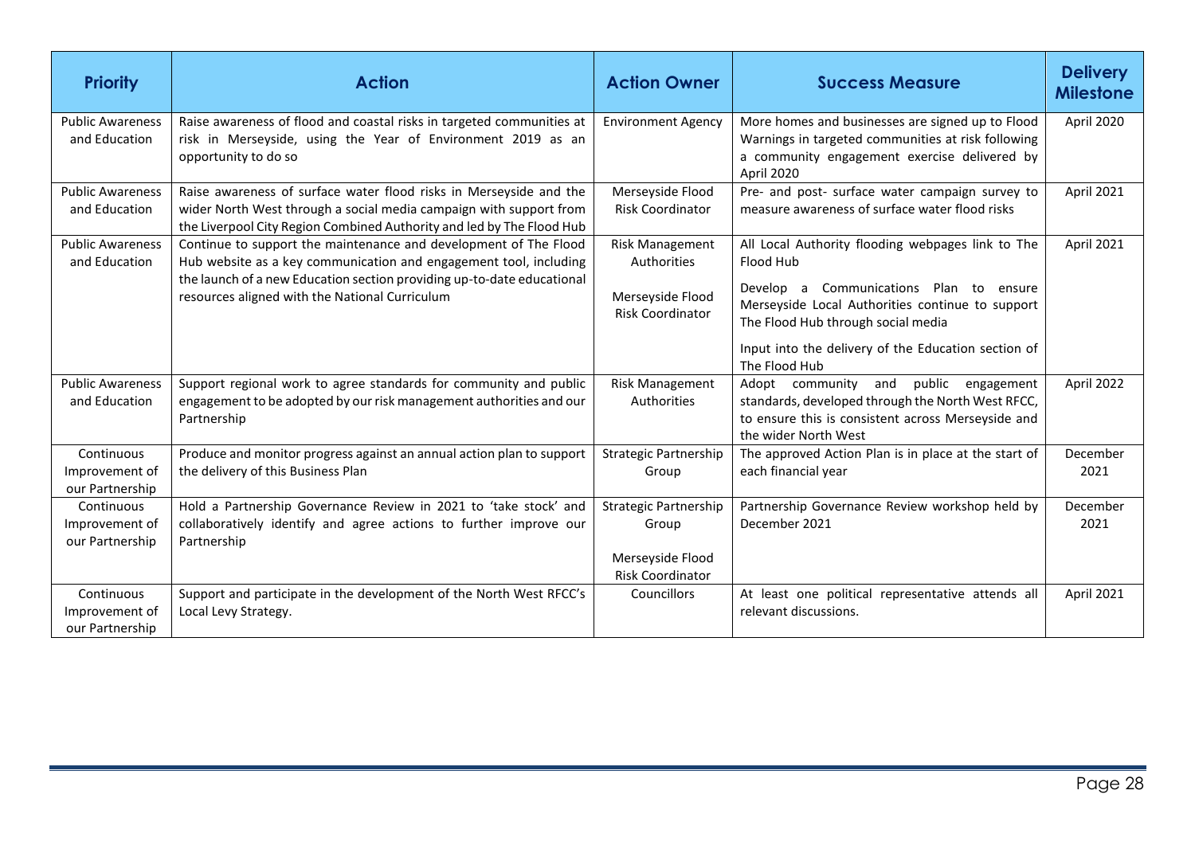| Priority | Action | Action Owner | Success Measure | Delivery Milestone |
|---|---|---|---|---|
| Public Awareness and Education | Raise awareness of flood and coastal risks in targeted communities at risk in Merseyside, using the Year of Environment 2019 as an opportunity to do so | Environment Agency | More homes and businesses are signed up to Flood Warnings in targeted communities at risk following a community engagement exercise delivered by April 2020 | April 2020 |
| Public Awareness and Education | Raise awareness of surface water flood risks in Merseyside and the wider North West through a social media campaign with support from the Liverpool City Region Combined Authority and led by The Flood Hub | Merseyside Flood Risk Coordinator | Pre- and post- surface water campaign survey to measure awareness of surface water flood risks | April 2021 |
| Public Awareness and Education | Continue to support the maintenance and development of The Flood Hub website as a key communication and engagement tool, including the launch of a new Education section providing up-to-date educational resources aligned with the National Curriculum | Risk Management Authorities<br><br>Merseyside Flood Risk Coordinator | All Local Authority flooding webpages link to The Flood Hub<br><br>Develop a Communications Plan to ensure Merseyside Local Authorities continue to support The Flood Hub through social media<br><br>Input into the delivery of the Education section of The Flood Hub | April 2021 |
| Public Awareness and Education | Support regional work to agree standards for community and public engagement to be adopted by our risk management authorities and our Partnership | Risk Management Authorities | Adopt community and public engagement standards, developed through the North West RFCC, to ensure this is consistent across Merseyside and the wider North West | April 2022 |
| Continuous Improvement of our Partnership | Produce and monitor progress against an annual action plan to support the delivery of this Business Plan | Strategic Partnership Group | The approved Action Plan is in place at the start of each financial year | December 2021 |
| Continuous Improvement of our Partnership | Hold a Partnership Governance Review in 2021 to 'take stock' and collaboratively identify and agree actions to further improve our Partnership | Strategic Partnership Group<br><br>Merseyside Flood Risk Coordinator | Partnership Governance Review workshop held by December 2021 | December 2021 |
| Continuous Improvement of our Partnership | Support and participate in the development of the North West RFCC's Local Levy Strategy. | Councillors | At least one political representative attends all relevant discussions. | April 2021 |